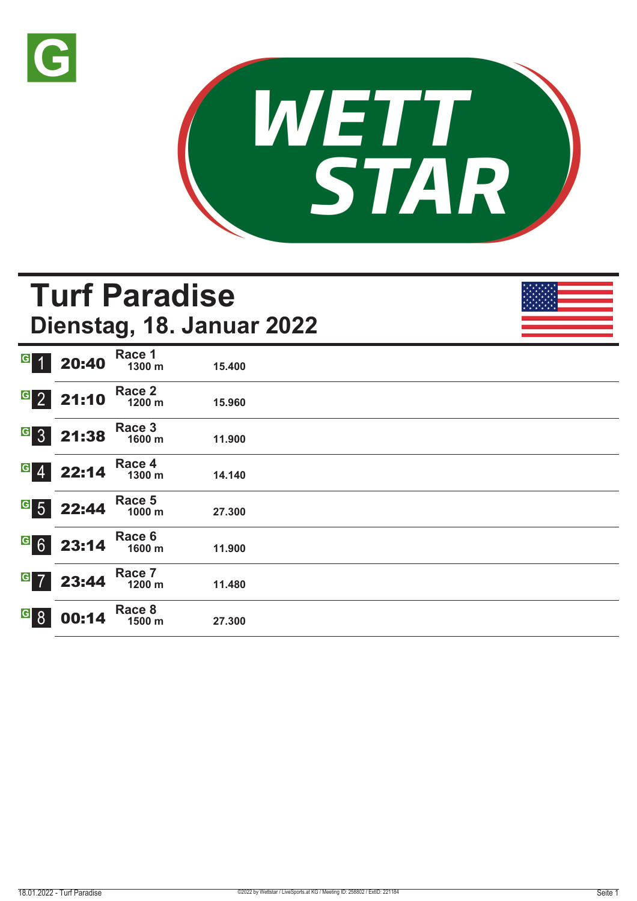# Turf Paradise

## Dienstag, 18. Januar 2022

| | Zeit | Rennen | Distanz | |
|---|---|---|---|---|
| 1 | 20:40 | Race 1 | 1300 m | 15.400 |
| 2 | 21:10 | Race 2 | 1200 m | 15.960 |
| 3 | 21:38 | Race 3 | 1600 m | 11.900 |
| 4 | 22:14 | Race 4 | 1300 m | 14.140 |
| 5 | 22:44 | Race 5 | 1000 m | 27.300 |
| 6 | 23:14 | Race 6 | 1600 m | 11.900 |
| 7 | 23:44 | Race 7 | 1200 m | 11.480 |
| 8 | 00:14 | Race 8 | 1500 m | 27.300 |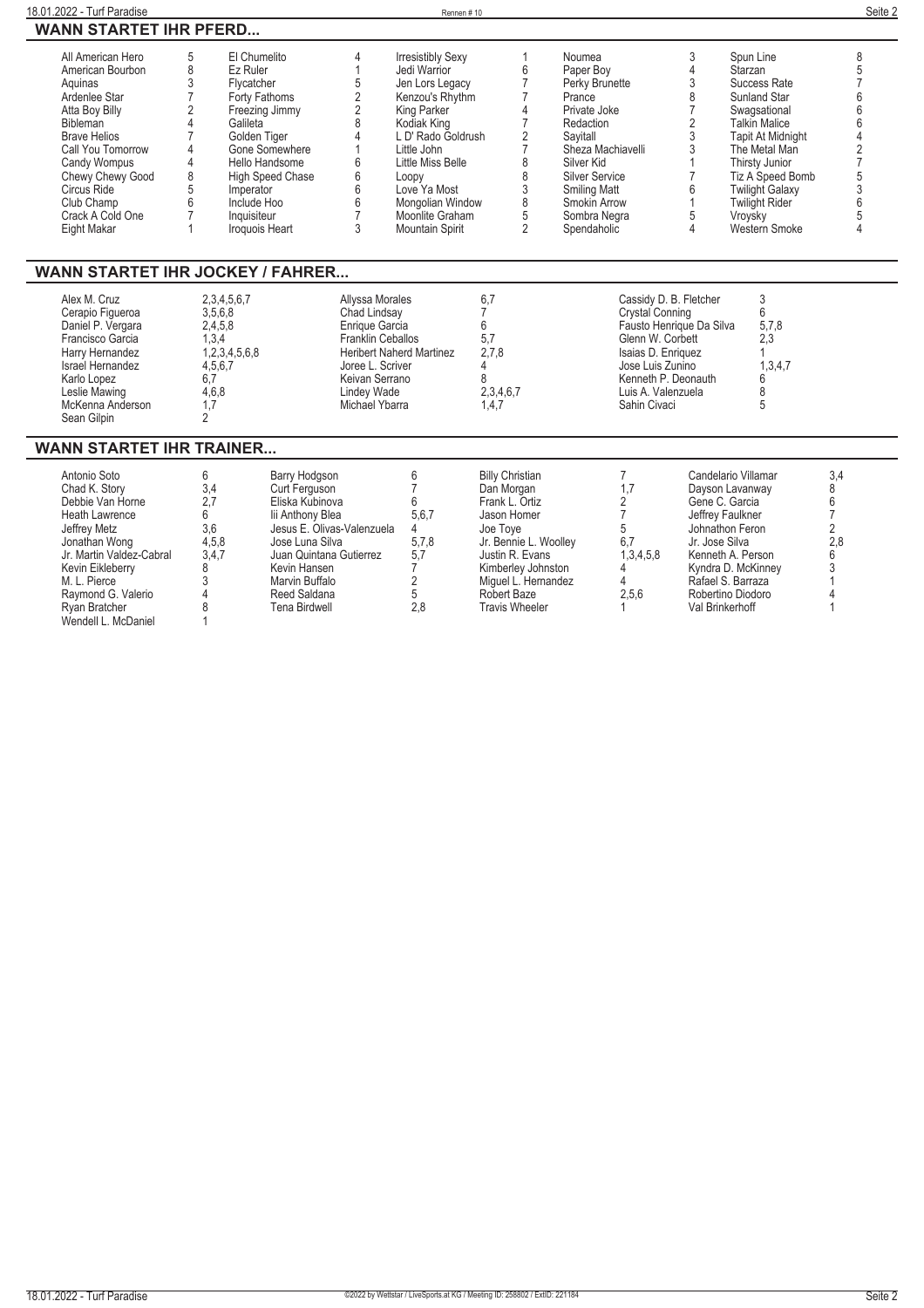## WANN STARTET IHR PFERD...

| Pferd | Rennen | Pferd | Rennen | Pferd | Rennen | Pferd | Rennen | Pferd | Rennen |
|---|---|---|---|---|---|---|---|---|---|
| All American Hero | 5 | El Chumelito | 4 | Irresistibly Sexy | 1 | Noumea | 3 | Spun Line | 8 |
| American Bourbon | 8 | Ez Ruler | 1 | Jedi Warrior | 6 | Paper Boy | 4 | Starzan | 5 |
| Aquinas | 3 | Flycatcher | 5 | Jen Lors Legacy | 7 | Perky Brunette | 3 | Success Rate | 7 |
| Ardenlee Star | 7 | Forty Fathoms | 2 | Kenzou's Rhythm | 7 | Prance | 8 | Sunland Star | 6 |
| Atta Boy Billy | 2 | Freezing Jimmy | 2 | King Parker | 4 | Private Joke | 7 | Swagsational | 6 |
| Bibleman | 4 | Galileta | 8 | Kodiak King | 7 | Redaction | 2 | Talkin Malice | 6 |
| Brave Helios | 7 | Golden Tiger | 4 | L D' Rado Goldrush | 2 | Sayitall | 3 | Tapit At Midnight | 4 |
| Call You Tomorrow | 4 | Gone Somewhere | 1 | Little John | 7 | Sheza Machiavelli | 3 | The Metal Man | 2 |
| Candy Wompus | 4 | Hello Handsome | 6 | Little Miss Belle | 8 | Silver Kid | 1 | Thirsty Junior | 7 |
| Chewy Chewy Good | 8 | High Speed Chase | 6 | Loopy | 8 | Silver Service | 7 | Tiz A Speed Bomb | 5 |
| Circus Ride | 5 | Imperator | 6 | Love Ya Most | 3 | Smiling Matt | 6 | Twilight Galaxy | 3 |
| Club Champ | 6 | Include Hoo | 6 | Mongolian Window | 8 | Smokin Arrow | 1 | Twilight Rider | 6 |
| Crack A Cold One | 7 | Inquisiteur | 7 | Moonlite Graham | 5 | Sombra Negra | 5 | Vroysky | 5 |
| Eight Makar | 1 | Iroquois Heart | 3 | Mountain Spirit | 2 | Spendaholic | 4 | Western Smoke | 4 |

## WANN STARTET IHR JOCKEY / FAHRER...

| Jockey / Fahrer | Rennen | Jockey / Fahrer | Rennen | Jockey / Fahrer | Rennen |
|---|---|---|---|---|---|
| Alex M. Cruz | 2,3,4,5,6,7 | Allyssa Morales | 6,7 | Cassidy D. B. Fletcher | 3 |
| Cerapio Figueroa | 3,5,6,8 | Chad Lindsay | 7 | Crystal Conning | 6 |
| Daniel P. Vergara | 2,4,5,8 | Enrique Garcia | 6 | Fausto Henrique Da Silva | 5,7,8 |
| Francisco Garcia | 1,3,4 | Franklin Ceballos | 5,7 | Glenn W. Corbett | 2,3 |
| Harry Hernandez | 1,2,3,4,5,6,8 | Heribert Naherd Martinez | 2,7,8 | Isaias D. Enriquez | 1 |
| Israel Hernandez | 4,5,6,7 | Joree L. Scriver | 4 | Jose Luis Zunino | 1,3,4,7 |
| Karlo Lopez | 6,7 | Keivan Serrano | 8 | Kenneth P. Deonauth | 6 |
| Leslie Mawing | 4,6,8 | Lindey Wade | 2,3,4,6,7 | Luis A. Valenzuela | 8 |
| McKenna Anderson | 1,7 | Michael Ybarra | 1,4,7 | Sahin Civaci | 5 |
| Sean Gilpin | 2 | | | | |

## WANN STARTET IHR TRAINER...

| Trainer | Rennen | Trainer | Rennen | Trainer | Rennen | Trainer | Rennen |
|---|---|---|---|---|---|---|---|
| Antonio Soto | 6 | Barry Hodgson | 6 | Billy Christian | 7 | Candelario Villamar | 3,4 |
| Chad K. Story | 3,4 | Curt Ferguson | 7 | Dan Morgan | 1,7 | Dayson Lavanway | 8 |
| Debbie Van Horne | 2,7 | Eliska Kubinova | 6 | Frank L. Ortiz | 2 | Gene C. Garcia | 6 |
| Heath Lawrence | 6 | Iii Anthony Blea | 5,6,7 | Jason Homer | 7 | Jeffrey Faulkner | 7 |
| Jeffrey Metz | 3,6 | Jesus E. Olivas-Valenzuela | 4 | Joe Toye | 5 | Johnathon Feron | 2 |
| Jonathan Wong | 4,5,8 | Jose Luna Silva | 5,7,8 | Jr. Bennie L. Woolley | 6,7 | Jr. Jose Silva | 2,8 |
| Jr. Martin Valdez-Cabral | 3,4,7 | Juan Quintana Gutierrez | 5,7 | Justin R. Evans | 1,3,4,5,8 | Kenneth A. Person | 6 |
| Kevin Eikleberry | 8 | Kevin Hansen | 7 | Kimberley Johnston | 4 | Kyndra D. McKinney | 3 |
| M. L. Pierce | 3 | Marvin Buffalo | 2 | Miguel L. Hernandez | 4 | Rafael S. Barraza | 1 |
| Raymond G. Valerio | 4 | Reed Saldana | 5 | Robert Baze | 2,5,6 | Robertino Diodoro | 4 |
| Ryan Bratcher | 8 | Tena Birdwell | 2,8 | Travis Wheeler | 1 | Val Brinkerhoff | 1 |
| Wendell L. McDaniel | 1 | | | | | | |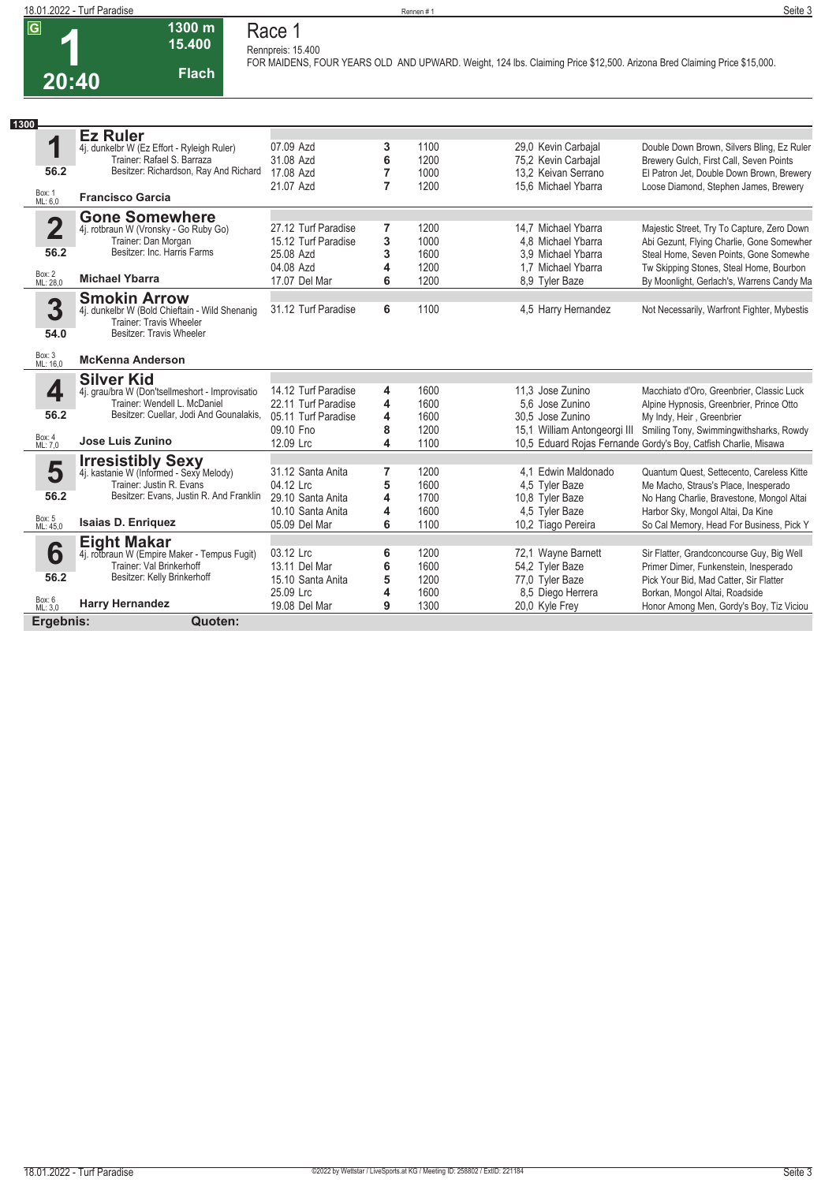# Race 1

**1** — 20:40 — G — 1300 m — 15.400 — Flach

Rennpreis: 15.400

FOR MAIDENS, FOUR YEARS OLD AND UPWARD. Weight, 124 lbs. Claiming Price $12,500. Arizona Bred Claiming Price $15,000.

**1300**

## 1 Ez Ruler

4j. dunkelbr W (Ez Effort - Ryleigh Ruler)
Trainer: Rafael S. Barraza
Besitzer: Richardson, Ray And Richard
56.2
Box: 1 ML: 6,0
**Francisco Garcia**

| Datum | Ort | Platz | Distanz | Quote / Reiter | Einlauf |
|---|---|---|---|---|---|
| 07.09 | Azd | 3 | 1100 | 29,0 Kevin Carbajal | Double Down Brown, Silvers Bling, Ez Ruler |
| 31.08 | Azd | 6 | 1200 | 75,2 Kevin Carbajal | Brewery Gulch, First Call, Seven Points |
| 17.08 | Azd | 7 | 1000 | 13,2 Keivan Serrano | El Patron Jet, Double Down Brown, Brewery |
| 21.07 | Azd | 7 | 1200 | 15,6 Michael Ybarra | Loose Diamond, Stephen James, Brewery |

## 2 Gone Somewhere

4j. rotbraun W (Vronsky - Go Ruby Go)
Trainer: Dan Morgan
Besitzer: Inc. Harris Farms
56.2
Box: 2 ML: 28,0
**Michael Ybarra**

| Datum | Ort | Platz | Distanz | Quote / Reiter | Einlauf |
|---|---|---|---|---|---|
| 27.12 | Turf Paradise | 7 | 1200 | 14,7 Michael Ybarra | Majestic Street, Try To Capture, Zero Down |
| 15.12 | Turf Paradise | 3 | 1000 | 4,8 Michael Ybarra | Abi Gezunt, Flying Charlie, Gone Somewher |
| 25.08 | Azd | 3 | 1600 | 3,9 Michael Ybarra | Steal Home, Seven Points, Gone Somewhe |
| 04.08 | Azd | 4 | 1200 | 1,7 Michael Ybarra | Tw Skipping Stones, Steal Home, Bourbon |
| 17.07 | Del Mar | 6 | 1200 | 8,9 Tyler Baze | By Moonlight, Gerlach's, Warrens Candy Ma |

## 3 Smokin Arrow

4j. dunkelbr W (Bold Chieftain - Wild Shenanig
Trainer: Travis Wheeler
Besitzer: Travis Wheeler
54.0
Box: 3 ML: 16,0
**McKenna Anderson**

| Datum | Ort | Platz | Distanz | Quote / Reiter | Einlauf |
|---|---|---|---|---|---|
| 31.12 | Turf Paradise | 6 | 1100 | 4,5 Harry Hernandez | Not Necessarily, Warfront Fighter, Mybestis |

## 4 Silver Kid

4j. grau/bra W (Don'tsellmeshort - Improvisatio
Trainer: Wendell L. McDaniel
Besitzer: Cuellar, Jodi And Gounalakis,
56.2
Box: 4 ML: 7,0
**Jose Luis Zunino**

| Datum | Ort | Platz | Distanz | Quote / Reiter | Einlauf |
|---|---|---|---|---|---|
| 14.12 | Turf Paradise | 4 | 1600 | 11,3 Jose Zunino | Macchiato d'Oro, Greenbrier, Classic Luck |
| 22.11 | Turf Paradise | 4 | 1600 | 5,6 Jose Zunino | Alpine Hypnosis, Greenbrier, Prince Otto |
| 05.11 | Turf Paradise | 4 | 1600 | 30,5 Jose Zunino | My Indy, Heir , Greenbrier |
| 09.10 | Fno | 8 | 1200 | 15,1 William Antongeorgi III | Smiling Tony, Swimmingwithsharks, Rowdy |
| 12.09 | Lrc | 4 | 1100 | 10,5 Eduard Rojas Fernande | Gordy's Boy, Catfish Charlie, Misawa |

## 5 Irresistibly Sexy

4j. kastanie W (Informed - Sexy Melody)
Trainer: Justin R. Evans
Besitzer: Evans, Justin R. And Franklin
56.2
Box: 5 ML: 45,0
**Isaias D. Enriquez**

| Datum | Ort | Platz | Distanz | Quote / Reiter | Einlauf |
|---|---|---|---|---|---|
| 31.12 | Santa Anita | 7 | 1200 | 4,1 Edwin Maldonado | Quantum Quest, Settecento, Careless Kitte |
| 04.12 | Lrc | 5 | 1600 | 4,5 Tyler Baze | Me Macho, Straus's Place, Inesperado |
| 29.10 | Santa Anita | 4 | 1700 | 10,8 Tyler Baze | No Hang Charlie, Bravestone, Mongol Altai |
| 10.10 | Santa Anita | 4 | 1600 | 4,5 Tyler Baze | Harbor Sky, Mongol Altai, Da Kine |
| 05.09 | Del Mar | 6 | 1100 | 10,2 Tiago Pereira | So Cal Memory, Head For Business, Pick Y |

## 6 Eight Makar

4j. rotbraun W (Empire Maker - Tempus Fugit)
Trainer: Val Brinkerhoff
Besitzer: Kelly Brinkerhoff
56.2
Box: 6 ML: 3,0
**Harry Hernandez**

| Datum | Ort | Platz | Distanz | Quote / Reiter | Einlauf |
|---|---|---|---|---|---|
| 03.12 | Lrc | 6 | 1200 | 72,1 Wayne Barnett | Sir Flatter, Grandconcourse Guy, Big Well |
| 13.11 | Del Mar | 6 | 1600 | 54,2 Tyler Baze | Primer Dimer, Funkenstein, Inesperado |
| 15.10 | Santa Anita | 5 | 1200 | 77,0 Tyler Baze | Pick Your Bid, Mad Catter, Sir Flatter |
| 25.09 | Lrc | 4 | 1600 | 8,5 Diego Herrera | Borkan, Mongol Altai, Roadside |
| 19.08 | Del Mar | 9 | 1300 | 20,0 Kyle Frey | Honor Among Men, Gordy's Boy, Tiz Viciou |

**Ergebnis:** **Quoten:**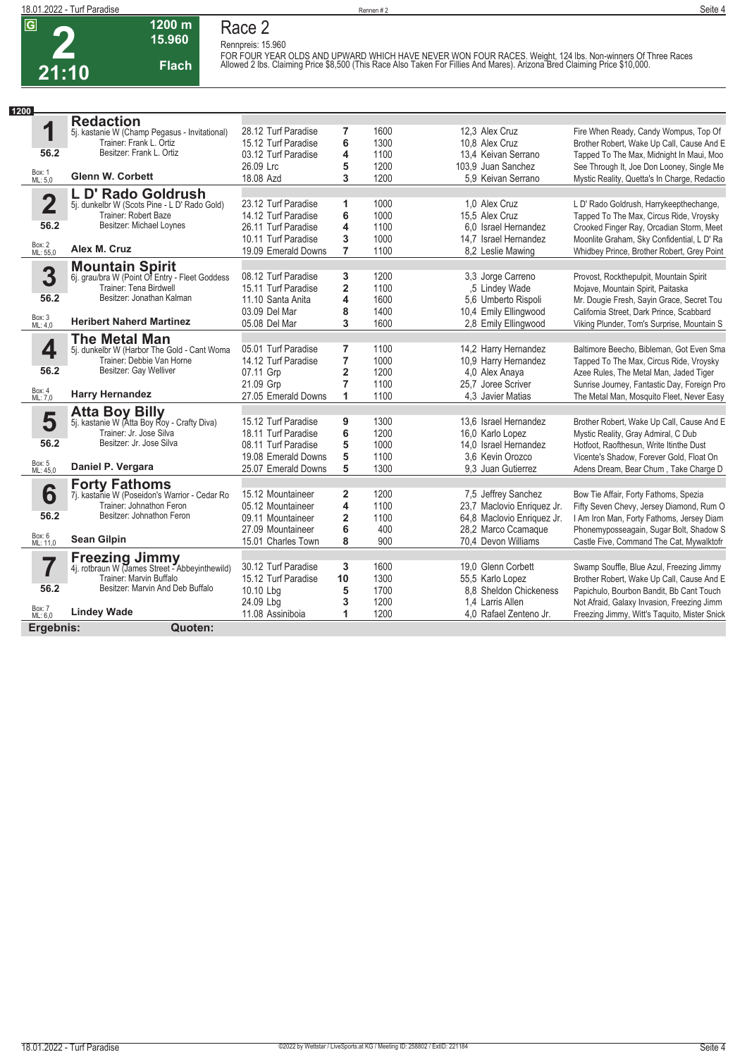# Race 2

**G** | **2** | **21:10** | **1200 m** | **15.960** | **Flach**

Rennpreis: 15.960

FOR FOUR YEAR OLDS AND UPWARD WHICH HAVE NEVER WON FOUR RACES. Weight, 124 lbs. Non-winners Of Three Races Allowed 2 lbs. Claiming Price $8,500 (This Race Also Taken For Fillies And Mares). Arizona Bred Claiming Price $10,000.

**1200**

| Nr. | Pferd | Datum / Bahn | Platz | Distanz | Quote / Jockey | Einlauf |
|---|---|---|---|---|---|---|
| **1** | **Redaction** | 28.12 Turf Paradise | 7 | 1600 | 12,3 Alex Cruz | Fire When Ready, Candy Wompus, Top Of |
| | 5j. kastanie W (Champ Pegasus - Invitational) | 15.12 Turf Paradise | 6 | 1300 | 10,8 Alex Cruz | Brother Robert, Wake Up Call, Cause And E |
| 56.2 | Trainer: Frank L. Ortiz / Besitzer: Frank L. Ortiz | 03.12 Turf Paradise | 4 | 1100 | 13,4 Keivan Serrano | Tapped To The Max, Midnight In Maui, Moo |
| Box: 1 ML: 5,0 | | 26.09 Lrc | 5 | 1200 | 103,9 Juan Sanchez | See Through It, Joe Don Looney, Single Me |
| | **Glenn W. Corbett** | 18.08 Azd | 3 | 1200 | 5,9 Keivan Serrano | Mystic Reality, Quetta's In Charge, Redactio |
| **2** | **L D' Rado Goldrush** | 23.12 Turf Paradise | 1 | 1000 | 1,0 Alex Cruz | L D' Rado Goldrush, Harrykeepthechange, |
| | 5j. dunkelbr W (Scots Pine - L D' Rado Gold) | 14.12 Turf Paradise | 6 | 1000 | 15,5 Alex Cruz | Tapped To The Max, Circus Ride, Vroysky |
| 56.2 | Trainer: Robert Baze / Besitzer: Michael Loynes | 26.11 Turf Paradise | 4 | 1100 | 6,0 Israel Hernandez | Crooked Finger Ray, Orcadian Storm, Meet |
| Box: 2 ML: 55,0 | | 10.11 Turf Paradise | 3 | 1000 | 14,7 Israel Hernandez | Moonlite Graham, Sky Confidential, L D' Ra |
| | **Alex M. Cruz** | 19.09 Emerald Downs | 7 | 1100 | 8,2 Leslie Mawing | Whidbey Prince, Brother Robert, Grey Point |
| **3** | **Mountain Spirit** | 08.12 Turf Paradise | 3 | 1200 | 3,3 Jorge Carreno | Provost, Rockthepulpit, Mountain Spirit |
| | 6j. grau/bra W (Point Of Entry - Fleet Goddess | 15.11 Turf Paradise | 2 | 1100 | ,5 Lindey Wade | Mojave, Mountain Spirit, Paitaska |
| 56.2 | Trainer: Tena Birdwell / Besitzer: Jonathan Kalman | 11.10 Santa Anita | 4 | 1600 | 5,6 Umberto Rispoli | Mr. Dougie Fresh, Sayin Grace, Secret Tou |
| Box: 3 ML: 4,0 | | 03.09 Del Mar | 8 | 1400 | 10,4 Emily Ellingwood | California Street, Dark Prince, Scabbard |
| | **Heribert Naherd Martinez** | 05.08 Del Mar | 3 | 1600 | 2,8 Emily Ellingwood | Viking Plunder, Tom's Surprise, Mountain S |
| **4** | **The Metal Man** | 05.01 Turf Paradise | 7 | 1100 | 14,2 Harry Hernandez | Baltimore Beecho, Bibleman, Got Even Sma |
| | 5j. dunkelbr W (Harbor The Gold - Cant Woma | 14.12 Turf Paradise | 7 | 1000 | 10,9 Harry Hernandez | Tapped To The Max, Circus Ride, Vroysky |
| 56.2 | Trainer: Debbie Van Horne / Besitzer: Gay Welliver | 07.11 Grp | 2 | 1200 | 4,0 Alex Anaya | Azee Rules, The Metal Man, Jaded Tiger |
| Box: 4 ML: 7,0 | | 21.09 Grp | 7 | 1100 | 25,7 Joree Scriver | Sunrise Journey, Fantastic Day, Foreign Pro |
| | **Harry Hernandez** | 27.05 Emerald Downs | 1 | 1100 | 4,3 Javier Matias | The Metal Man, Mosquito Fleet, Never Easy |
| **5** | **Atta Boy Billy** | 15.12 Turf Paradise | 9 | 1300 | 13,6 Israel Hernandez | Brother Robert, Wake Up Call, Cause And E |
| | 5j. kastanie W (Atta Boy Roy - Crafty Diva) | 18.11 Turf Paradise | 6 | 1200 | 16,0 Karlo Lopez | Mystic Reality, Gray Admiral, C Dub |
| 56.2 | Trainer: Jr. Jose Silva / Besitzer: Jr. Jose Silva | 08.11 Turf Paradise | 5 | 1000 | 14,0 Israel Hernandez | Hotfoot, Raofthesun, Write Itinthe Dust |
| Box: 5 ML: 45,0 | | 19.08 Emerald Downs | 5 | 1100 | 3,6 Kevin Orozco | Vicente's Shadow, Forever Gold, Float On |
| | **Daniel P. Vergara** | 25.07 Emerald Downs | 5 | 1300 | 9,3 Juan Gutierrez | Adens Dream, Bear Chum , Take Charge D |
| **6** | **Forty Fathoms** | 15.12 Mountaineer | 2 | 1200 | 7,5 Jeffrey Sanchez | Bow Tie Affair, Forty Fathoms, Spezia |
| | 7j. kastanie W (Poseidon's Warrior - Cedar Ro | 05.12 Mountaineer | 4 | 1100 | 23,7 Maclovio Enriquez Jr. | Fifty Seven Chevy, Jersey Diamond, Rum O |
| 56.2 | Trainer: Johnathon Feron / Besitzer: Johnathon Feron | 09.11 Mountaineer | 2 | 1100 | 64,8 Maclovio Enriquez Jr. | I Am Iron Man, Forty Fathoms, Jersey Diam |
| Box: 6 ML: 11,0 | | 27.09 Mountaineer | 6 | 400 | 28,2 Marco Ccamaque | Phonemyposseagain, Sugar Bolt, Shadow S |
| | **Sean Gilpin** | 15.01 Charles Town | 8 | 900 | 70,4 Devon Williams | Castle Five, Command The Cat, Mywalktofr |
| **7** | **Freezing Jimmy** | 30.12 Turf Paradise | 3 | 1600 | 19,0 Glenn Corbett | Swamp Souffle, Blue Azul, Freezing Jimmy |
| | 4j. rotbraun W (James Street - Abbeyinthewild) | 15.12 Turf Paradise | 10 | 1300 | 55,5 Karlo Lopez | Brother Robert, Wake Up Call, Cause And E |
| 56.2 | Trainer: Marvin Buffalo / Besitzer: Marvin And Deb Buffalo | 10.10 Lbg | 5 | 1700 | 8,8 Sheldon Chickeness | Papichulo, Bourbon Bandit, Bb Cant Touch |
| Box: 7 ML: 6,0 | | 24.09 Lbg | 3 | 1200 | 1,4 Larris Allen | Not Afraid, Galaxy Invasion, Freezing Jimm |
| | **Lindey Wade** | 11.08 Assiniboia | 1 | 1200 | 4,0 Rafael Zenteno Jr. | Freezing Jimmy, Witt's Taquito, Mister Snick |

**Ergebnis:** **Quoten:**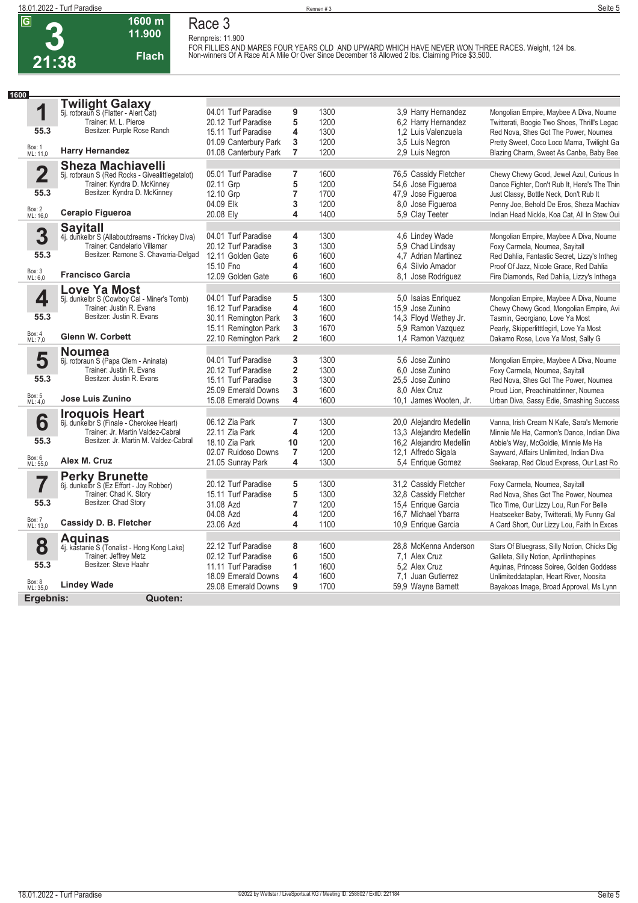# Race 3

**G** **3** **21:38** | **1600 m** | **11.900** | **Flach**

Rennpreis: 11.900

FOR FILLIES AND MARES FOUR YEARS OLD AND UPWARD WHICH HAVE NEVER WON THREE RACES. Weight, 124 lbs. Non-winners Of A Race At A Mile Or Over Since December 18 Allowed 2 lbs. Claiming Price $3,500.

**1600**

## 1 Twilight Galaxy

5j. rotbraun S (Flatter - Alert Cat)
Trainer: M. L. Pierce
Besitzer: Purple Rose Ranch
55.3
Box: 1 ML: 11,0
**Harry Hernandez**

| Datum | Bahn | Platz | Distanz | Quote | Jockey | Erste Drei |
|---|---|---|---|---|---|---|
| 04.01 | Turf Paradise | 9 | 1300 | 3,9 | Harry Hernandez | Mongolian Empire, Maybee A Diva, Noume |
| 20.12 | Turf Paradise | 5 | 1200 | 6,2 | Harry Hernandez | Twitterati, Boogie Two Shoes, Thrill's Legac |
| 15.11 | Turf Paradise | 4 | 1300 | 1,2 | Luis Valenzuela | Red Nova, Shes Got The Power, Noumea |
| 01.09 | Canterbury Park | 3 | 1200 | 3,5 | Luis Negron | Pretty Sweet, Coco Loco Mama, Twilight Ga |
| 01.08 | Canterbury Park | 7 | 1200 | 2,9 | Luis Negron | Blazing Charm, Sweet As Canbe, Baby Bee |

## 2 Sheza Machiavelli

5j. rotbraun S (Red Rocks - Givealittlegetalot)
Trainer: Kyndra D. McKinney
Besitzer: Kyndra D. McKinney
55.3
Box: 2 ML: 16,0
**Cerapio Figueroa**

| Datum | Bahn | Platz | Distanz | Quote | Jockey | Erste Drei |
|---|---|---|---|---|---|---|
| 05.01 | Turf Paradise | 7 | 1600 | 76,5 | Cassidy Fletcher | Chewy Chewy Good, Jewel Azul, Curious In |
| 02.11 | Grp | 5 | 1200 | 54,6 | Jose Figueroa | Dance Fighter, Don't Rub It, Here's The Thin |
| 12.10 | Grp | 7 | 1700 | 47,9 | Jose Figueroa | Just Classy, Bottle Neck, Don't Rub It |
| 04.09 | Elk | 3 | 1200 | 8,0 | Jose Figueroa | Penny Joe, Behold De Eros, Sheza Machiav |
| 20.08 | Ely | 4 | 1400 | 5,9 | Clay Teeter | Indian Head Nickle, Koa Cat, All In Stew Oui |

## 3 Sayitall

4j. dunkelbr S (Allaboutdreams - Trickey Diva)
Trainer: Candelario Villamar
Besitzer: Ramone S. Chavarria-Delgad
55.3
Box: 3 ML: 6,0
**Francisco Garcia**

| Datum | Bahn | Platz | Distanz | Quote | Jockey | Erste Drei |
|---|---|---|---|---|---|---|
| 04.01 | Turf Paradise | 4 | 1300 | 4,6 | Lindey Wade | Mongolian Empire, Maybee A Diva, Noume |
| 20.12 | Turf Paradise | 3 | 1300 | 5,9 | Chad Lindsay | Foxy Carmela, Noumea, Sayitall |
| 12.11 | Golden Gate | 6 | 1600 | 4,7 | Adrian Martinez | Red Dahlia, Fantastic Secret, Lizzy's Intheg |
| 15.10 | Fno | 4 | 1600 | 6,4 | Silvio Amador | Proof Of Jazz, Nicole Grace, Red Dahlia |
| 12.09 | Golden Gate | 6 | 1600 | 8,1 | Jose Rodriguez | Fire Diamonds, Red Dahlia, Lizzy's Inthega |

## 4 Love Ya Most

5j. dunkelbr S (Cowboy Cal - Miner's Tomb)
Trainer: Justin R. Evans
Besitzer: Justin R. Evans
55.3
Box: 4 ML: 7,0
**Glenn W. Corbett**

| Datum | Bahn | Platz | Distanz | Quote | Jockey | Erste Drei |
|---|---|---|---|---|---|---|
| 04.01 | Turf Paradise | 5 | 1300 | 5,0 | Isaias Enriquez | Mongolian Empire, Maybee A Diva, Noume |
| 16.12 | Turf Paradise | 4 | 1600 | 15,9 | Jose Zunino | Chewy Chewy Good, Mongolian Empire, Avi |
| 30.11 | Remington Park | 3 | 1600 | 14,3 | Floyd Wethey Jr. | Tasmin, Georgiano, Love Ya Most |
| 15.11 | Remington Park | 3 | 1670 | 5,9 | Ramon Vazquez | Pearly, Skipperlitttlegirl, Love Ya Most |
| 22.10 | Remington Park | 2 | 1600 | 1,4 | Ramon Vazquez | Dakamo Rose, Love Ya Most, Sally G |

## 5 Noumea

6j. rotbraun S (Papa Clem - Aninata)
Trainer: Justin R. Evans
Besitzer: Justin R. Evans
55.3
Box: 5 ML: 4,0
**Jose Luis Zunino**

| Datum | Bahn | Platz | Distanz | Quote | Jockey | Erste Drei |
|---|---|---|---|---|---|---|
| 04.01 | Turf Paradise | 3 | 1300 | 5,6 | Jose Zunino | Mongolian Empire, Maybee A Diva, Noume |
| 20.12 | Turf Paradise | 2 | 1300 | 6,0 | Jose Zunino | Foxy Carmela, Noumea, Sayitall |
| 15.11 | Turf Paradise | 3 | 1300 | 25,5 | Jose Zunino | Red Nova, Shes Got The Power, Noumea |
| 25.09 | Emerald Downs | 3 | 1600 | 8,0 | Alex Cruz | Proud Lion, Preachinatdinner, Noumea |
| 15.08 | Emerald Downs | 4 | 1600 | 10,1 | James Wooten, Jr. | Urban Diva, Sassy Edie, Smashing Success |

## 6 Iroquois Heart

6j. dunkelbr S (Finale - Cherokee Heart)
Trainer: Jr. Martin Valdez-Cabral
Besitzer: Jr. Martin M. Valdez-Cabral
55.3
Box: 6 ML: 55,0
**Alex M. Cruz**

| Datum | Bahn | Platz | Distanz | Quote | Jockey | Erste Drei |
|---|---|---|---|---|---|---|
| 06.12 | Zia Park | 7 | 1300 | 20,0 | Alejandro Medellin | Vanna, Irish Cream N Kafe, Sara's Memorie |
| 22.11 | Zia Park | 4 | 1200 | 13,3 | Alejandro Medellin | Minnie Me Ha, Carmon's Dance, Indian Diva |
| 18.10 | Zia Park | 10 | 1200 | 16,2 | Alejandro Medellin | Abbie's Way, McGoldie, Minnie Me Ha |
| 02.07 | Ruidoso Downs | 7 | 1200 | 12,1 | Alfredo Sigala | Sayward, Affairs Unlimited, Indian Diva |
| 21.05 | Sunray Park | 4 | 1300 | 5,4 | Enrique Gomez | Seekarap, Red Cloud Express, Our Last Ro |

## 7 Perky Brunette

6j. dunkelbr S (Ez Effort - Joy Robber)
Trainer: Chad K. Story
Besitzer: Chad Story
55.3
Box: 7 ML: 13,0
**Cassidy D. B. Fletcher**

| Datum | Bahn | Platz | Distanz | Quote | Jockey | Erste Drei |
|---|---|---|---|---|---|---|
| 20.12 | Turf Paradise | 5 | 1300 | 31,2 | Cassidy Fletcher | Foxy Carmela, Noumea, Sayitall |
| 15.11 | Turf Paradise | 5 | 1300 | 32,8 | Cassidy Fletcher | Red Nova, Shes Got The Power, Noumea |
| 31.08 | Azd | 7 | 1200 | 15,4 | Enrique Garcia | Tico Time, Our Lizzy Lou, Run For Belle |
| 04.08 | Azd | 4 | 1200 | 16,7 | Michael Ybarra | Heatseeker Baby, Twitterati, My Funny Gal |
| 23.06 | Azd | 4 | 1100 | 10,9 | Enrique Garcia | A Card Short, Our Lizzy Lou, Faith In Exces |

## 8 Aquinas

4j. kastanie S (Tonalist - Hong Kong Lake)
Trainer: Jeffrey Metz
Besitzer: Steve Haahr
55.3
Box: 8 ML: 35,0
**Lindey Wade**

| Datum | Bahn | Platz | Distanz | Quote | Jockey | Erste Drei |
|---|---|---|---|---|---|---|
| 22.12 | Turf Paradise | 8 | 1600 | 28,8 | McKenna Anderson | Stars Of Bluegrass, Silly Notion, Chicks Dig |
| 02.12 | Turf Paradise | 6 | 1500 | 7,1 | Alex Cruz | Galileta, Silly Notion, Aprilinthepines |
| 11.11 | Turf Paradise | 1 | 1600 | 5,2 | Alex Cruz | Aquinas, Princess Soiree, Golden Goddess |
| 18.09 | Emerald Downs | 4 | 1600 | 7,1 | Juan Gutierrez | Unlimiteddataplan, Heart River, Noosita |
| 29.08 | Emerald Downs | 9 | 1700 | 59,9 | Wayne Barnett | Bayakoas Image, Broad Approval, Ms Lynn |

**Ergebnis:** **Quoten:**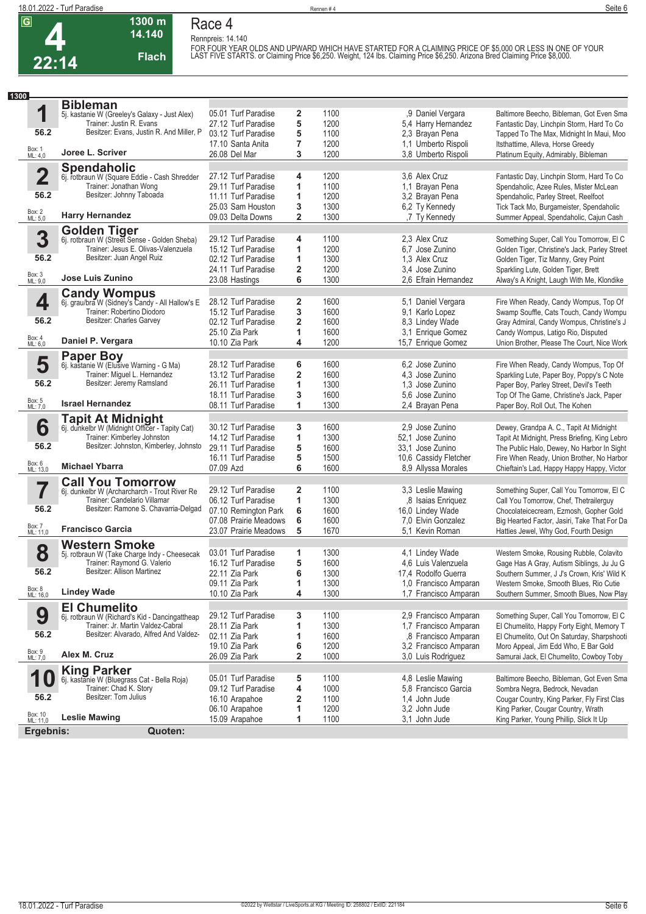# Race 4

**4** | **22:14** | **1300 m** | **14.140** | **Flach**

Rennpreis: 14.140

FOR FOUR YEAR OLDS AND UPWARD WHICH HAVE STARTED FOR A CLAIMING PRICE OF $5,000 OR LESS IN ONE OF YOUR LAST FIVE STARTS. or Claiming Price $6,250. Weight, 124 lbs. Claiming Price $6,250. Arizona Bred Claiming Price $8,000.

**1300**

## 1 Bibleman
5j. kastanie W (Greeley's Galaxy - Just Alex)
Trainer: Justin R. Evans
Besitzer: Evans, Justin R. And Miller, P
56.2 | Box: 1 | ML: 4,0
**Joree L. Scriver**

| Datum | Bahn | Platz | Distanz | Quote / Jockey | Einlauf |
|---|---|---|---|---|---|
| 05.01 | Turf Paradise | 2 | 1100 | ,9 Daniel Vergara | Baltimore Beecho, Bibleman, Got Even Sma |
| 27.12 | Turf Paradise | 5 | 1200 | 5,4 Harry Hernandez | Fantastic Day, Linchpin Storm, Hard To Co |
| 03.12 | Turf Paradise | 5 | 1100 | 2,3 Brayan Pena | Tapped To The Max, Midnight In Maui, Moo |
| 17.10 | Santa Anita | 7 | 1200 | 1,1 Umberto Rispoli | Itsthattime, Alleva, Horse Greedy |
| 26.08 | Del Mar | 3 | 1200 | 3,8 Umberto Rispoli | Platinum Equity, Admirably, Bibleman |

## 2 Spendaholic
6j. rotbraun W (Square Eddie - Cash Shredder
Trainer: Jonathan Wong
Besitzer: Johnny Taboada
56.2 | Box: 2 | ML: 5,0
**Harry Hernandez**

| Datum | Bahn | Platz | Distanz | Quote / Jockey | Einlauf |
|---|---|---|---|---|---|
| 27.12 | Turf Paradise | 4 | 1200 | 3,6 Alex Cruz | Fantastic Day, Linchpin Storm, Hard To Co |
| 29.11 | Turf Paradise | 1 | 1100 | 1,1 Brayan Pena | Spendaholic, Azee Rules, Mister McLean |
| 11.11 | Turf Paradise | 1 | 1200 | 3,2 Brayan Pena | Spendaholic, Parley Street, Reelfoot |
| 25.03 | Sam Houston | 3 | 1300 | 6,2 Ty Kennedy | Tick Tack Mo, Burgameister, Spendaholic |
| 09.03 | Delta Downs | 2 | 1300 | ,7 Ty Kennedy | Summer Appeal, Spendaholic, Cajun Cash |

## 3 Golden Tiger
6j. rotbraun W (Street Sense - Golden Sheba)
Trainer: Jesus E. Olivas-Valenzuela
Besitzer: Juan Angel Ruiz
56.2 | Box: 3 | ML: 9,0
**Jose Luis Zunino**

| Datum | Bahn | Platz | Distanz | Quote / Jockey | Einlauf |
|---|---|---|---|---|---|
| 29.12 | Turf Paradise | 4 | 1100 | 2,3 Alex Cruz | Something Super, Call You Tomorrow, El C |
| 15.12 | Turf Paradise | 1 | 1200 | 6,7 Jose Zunino | Golden Tiger, Christine's Jack, Parley Street |
| 02.12 | Turf Paradise | 1 | 1300 | 1,3 Alex Cruz | Golden Tiger, Tiz Manny, Grey Point |
| 24.11 | Turf Paradise | 2 | 1200 | 3,4 Jose Zunino | Sparkling Lute, Golden Tiger, Brett |
| 23.08 | Hastings | 6 | 1300 | 2,6 Efrain Hernandez | Alway's A Knight, Laugh With Me, Klondike |

## 4 Candy Wompus
6j. grau/bra W (Sidney's Candy - All Hallow's E
Trainer: Robertino Diodoro
Besitzer: Charles Garvey
56.2 | Box: 4 | ML: 6,0
**Daniel P. Vergara**

| Datum | Bahn | Platz | Distanz | Quote / Jockey | Einlauf |
|---|---|---|---|---|---|
| 28.12 | Turf Paradise | 2 | 1600 | 5,1 Daniel Vergara | Fire When Ready, Candy Wompus, Top Of |
| 15.12 | Turf Paradise | 3 | 1600 | 9,1 Karlo Lopez | Swamp Souffle, Cats Touch, Candy Wompu |
| 02.12 | Turf Paradise | 2 | 1600 | 8,3 Lindey Wade | Gray Admiral, Candy Wompus, Christine's J |
| 25.10 | Zia Park | 1 | 1600 | 3,1 Enrique Gomez | Candy Wompus, Latigo Rio, Disputed |
| 10.10 | Zia Park | 4 | 1200 | 15,7 Enrique Gomez | Union Brother, Please The Court, Nice Work |

## 5 Paper Boy
6j. kastanie W (Elusive Warning - G Ma)
Trainer: Miguel L. Hernandez
Besitzer: Jeremy Ramsland
56.2 | Box: 5 | ML: 7,0
**Israel Hernandez**

| Datum | Bahn | Platz | Distanz | Quote / Jockey | Einlauf |
|---|---|---|---|---|---|
| 28.12 | Turf Paradise | 6 | 1600 | 6,2 Jose Zunino | Fire When Ready, Candy Wompus, Top Of |
| 13.12 | Turf Paradise | 2 | 1600 | 4,3 Jose Zunino | Sparkling Lute, Paper Boy, Poppy's C Note |
| 26.11 | Turf Paradise | 1 | 1300 | 1,3 Jose Zunino | Paper Boy, Parley Street, Devil's Teeth |
| 18.11 | Turf Paradise | 3 | 1600 | 5,6 Jose Zunino | Top Of The Game, Christine's Jack, Paper |
| 08.11 | Turf Paradise | 1 | 1300 | 2,4 Brayan Pena | Paper Boy, Roll Out, The Kohen |

## 6 Tapit At Midnight
6j. dunkelbr W (Midnight Officer - Tapity Cat)
Trainer: Kimberley Johnston
Besitzer: Johnston, Kimberley, Johnsto
56.2 | Box: 6 | ML: 13,0
**Michael Ybarra**

| Datum | Bahn | Platz | Distanz | Quote / Jockey | Einlauf |
|---|---|---|---|---|---|
| 30.12 | Turf Paradise | 3 | 1600 | 2,9 Jose Zunino | Dewey, Grandpa A. C., Tapit At Midnight |
| 14.12 | Turf Paradise | 1 | 1300 | 52,1 Jose Zunino | Tapit At Midnight, Press Briefing, King Lebro |
| 29.11 | Turf Paradise | 5 | 1600 | 33,1 Jose Zunino | The Public Halo, Dewey, No Harbor In Sight |
| 16.11 | Turf Paradise | 5 | 1500 | 10,6 Cassidy Fletcher | Fire When Ready, Union Brother, No Harbor |
| 07.09 | Azd | 6 | 1600 | 8,9 Allyssa Morales | Chieftain's Lad, Happy Happy Happy, Victor |

## 7 Call You Tomorrow
6j. dunkelbr W (Archarcharch - Trout River Re
Trainer: Candelario Villamar
Besitzer: Ramone S. Chavarria-Delgad
56.2 | Box: 7 | ML: 11,0
**Francisco Garcia**

| Datum | Bahn | Platz | Distanz | Quote / Jockey | Einlauf |
|---|---|---|---|---|---|
| 29.12 | Turf Paradise | 2 | 1100 | 3,3 Leslie Mawing | Something Super, Call You Tomorrow, El C |
| 06.12 | Turf Paradise | 1 | 1300 | ,8 Isaias Enriquez | Call You Tomorrow, Chef, Thetrailerguy |
| 07.10 | Remington Park | 6 | 1600 | 16,0 Lindey Wade | Chocolateicecream, Ezmosh, Gopher Gold |
| 07.08 | Prairie Meadows | 6 | 1600 | 7,0 Elvin Gonzalez | Big Hearted Factor, Jasiri, Take That For Da |
| 23.07 | Prairie Meadows | 5 | 1670 | 5,1 Kevin Roman | Hatties Jewel, Why God, Fourth Design |

## 8 Western Smoke
5j. rotbraun W (Take Charge Indy - Cheesecak
Trainer: Raymond G. Valerio
Besitzer: Allison Martinez
56.2 | Box: 8 | ML: 16,0
**Lindey Wade**

| Datum | Bahn | Platz | Distanz | Quote / Jockey | Einlauf |
|---|---|---|---|---|---|
| 03.01 | Turf Paradise | 1 | 1300 | 4,1 Lindey Wade | Western Smoke, Rousing Rubble, Colavito |
| 16.12 | Turf Paradise | 5 | 1600 | 4,6 Luis Valenzuela | Gage Has A Gray, Autism Siblings, Ju Ju G |
| 22.11 | Zia Park | 6 | 1300 | 17,4 Rodolfo Guerra | Southern Summer, J J's Crown, Kris' Wild K |
| 09.11 | Zia Park | 1 | 1300 | 1,0 Francisco Amparan | Western Smoke, Smooth Blues, Rio Cutie |
| 10.10 | Zia Park | 4 | 1300 | 1,7 Francisco Amparan | Southern Summer, Smooth Blues, Now Play |

## 9 El Chumelito
6j. rotbraun W (Richard's Kid - Dancingattheap
Trainer: Jr. Martin Valdez-Cabral
Besitzer: Alvarado, Alfred And Valdez-
56.2 | Box: 9 | ML: 7,0
**Alex M. Cruz**

| Datum | Bahn | Platz | Distanz | Quote / Jockey | Einlauf |
|---|---|---|---|---|---|
| 29.12 | Turf Paradise | 3 | 1100 | 2,9 Francisco Amparan | Something Super, Call You Tomorrow, El C |
| 28.11 | Zia Park | 1 | 1300 | 1,7 Francisco Amparan | El Chumelito, Happy Forty Eight, Memory T |
| 02.11 | Zia Park | 1 | 1600 | ,8 Francisco Amparan | El Chumelito, Out On Saturday, Sharpshooti |
| 19.10 | Zia Park | 6 | 1200 | 3,2 Francisco Amparan | Moro Appeal, Jim Edd Who, E Bar Gold |
| 26.09 | Zia Park | 2 | 1000 | 3,0 Luis Rodriguez | Samurai Jack, El Chumelito, Cowboy Toby |

## 10 King Parker
6j. kastanie W (Bluegrass Cat - Bella Roja)
Trainer: Chad K. Story
Besitzer: Tom Julius
56.2 | Box: 10 | ML: 11,0
**Leslie Mawing**

| Datum | Bahn | Platz | Distanz | Quote / Jockey | Einlauf |
|---|---|---|---|---|---|
| 05.01 | Turf Paradise | 5 | 1100 | 4,8 Leslie Mawing | Baltimore Beecho, Bibleman, Got Even Sma |
| 09.12 | Turf Paradise | 4 | 1000 | 5,8 Francisco Garcia | Sombra Negra, Bedrock, Nevadan |
| 16.10 | Arapahoe | 2 | 1100 | 1,4 John Jude | Cougar Country, King Parker, Fly First Clas |
| 06.10 | Arapahoe | 1 | 1200 | 3,2 John Jude | King Parker, Cougar Country, Wrath |
| 15.09 | Arapahoe | 1 | 1100 | 3,1 John Jude | King Parker, Young Phillip, Slick It Up |

**Ergebnis:** **Quoten:**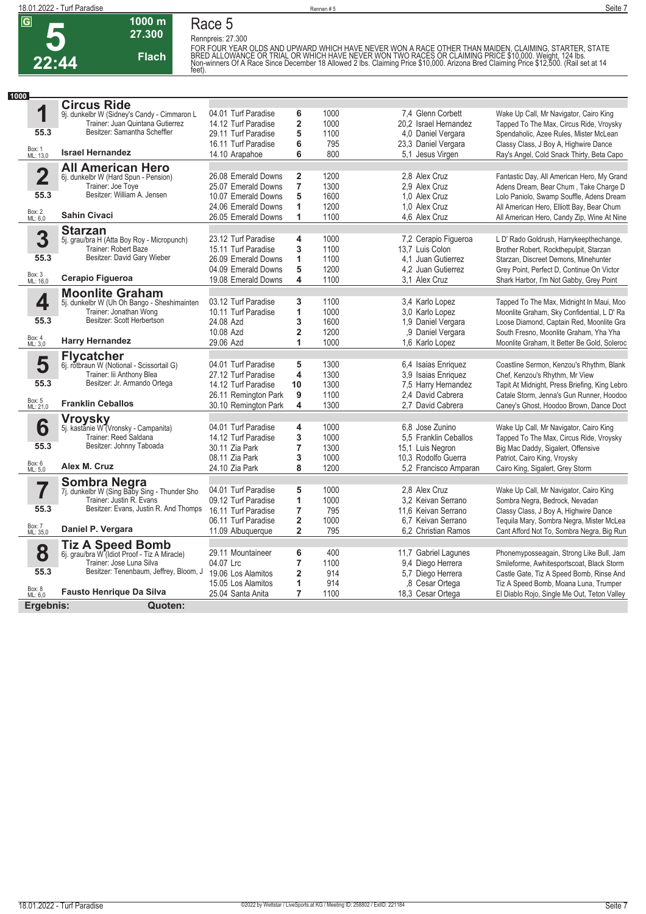# Race 5

**5** — 22:44 — G — 1000 m — 27.300 — Flach

Rennpreis: 27.300

FOR FOUR YEAR OLDS AND UPWARD WHICH HAVE NEVER WON A RACE OTHER THAN MAIDEN, CLAIMING, STARTER, STATE BRED ALLOWANCE OR TRIAL OR WHICH HAVE NEVER WON TWO RACES OR CLAIMING PRICE $10,000. Weight, 124 lbs. Non-winners Of A Race Since December 18 Allowed 2 lbs. Claiming Price $10,000. Arizona Bred Claiming Price $12,500. (Rail set at 14 feet).

**1000**

## 1 Circus Ride
9j. dunkelbr W (Sidney's Candy - Cimmaron L
Trainer: Juan Quintana Gutierrez
Besitzer: Samantha Scheffler
55.3 — Box: 1 — ML: 13,0
**Israel Hernandez**

| Datum | Bahn | Pl. | Distanz | Quote / Jockey | Einlauf |
|---|---|---|---|---|---|
| 04.01 | Turf Paradise | 6 | 1000 | 7,4 Glenn Corbett | Wake Up Call, Mr Navigator, Cairo King |
| 14.12 | Turf Paradise | 2 | 1000 | 20,2 Israel Hernandez | Tapped To The Max, Circus Ride, Vroysky |
| 29.11 | Turf Paradise | 5 | 1100 | 4,0 Daniel Vergara | Spendaholic, Azee Rules, Mister McLean |
| 16.11 | Turf Paradise | 6 | 795 | 23,3 Daniel Vergara | Classy Class, J Boy A, Highwire Dance |
| 14.10 | Arapahoe | 6 | 800 | 5,1 Jesus Virgen | Ray's Angel, Cold Snack Thirty, Beta Capo |

## 2 All American Hero
6j. dunkelbr W (Hard Spun - Pension)
Trainer: Joe Toye
Besitzer: William A. Jensen
55.3 — Box: 2 — ML: 6,0
**Sahin Civaci**

| Datum | Bahn | Pl. | Distanz | Quote / Jockey | Einlauf |
|---|---|---|---|---|---|
| 26.08 | Emerald Downs | 2 | 1200 | 2,8 Alex Cruz | Fantastic Day, All American Hero, My Grand |
| 25.07 | Emerald Downs | 7 | 1300 | 2,9 Alex Cruz | Adens Dream, Bear Chum , Take Charge D |
| 10.07 | Emerald Downs | 5 | 1600 | 1,0 Alex Cruz | Lolo Paniolo, Swamp Souffle, Adens Dream |
| 24.06 | Emerald Downs | 1 | 1200 | 1,0 Alex Cruz | All American Hero, Elliott Bay, Bear Chum |
| 26.05 | Emerald Downs | 1 | 1100 | 4,6 Alex Cruz | All American Hero, Candy Zip, Wine At Nine |

## 3 Starzan
5j. grau/bra H (Atta Boy Roy - Micropunch)
Trainer: Robert Baze
Besitzer: David Gary Wieber
55.3 — Box: 3 — ML: 16,0
**Cerapio Figueroa**

| Datum | Bahn | Pl. | Distanz | Quote / Jockey | Einlauf |
|---|---|---|---|---|---|
| 23.12 | Turf Paradise | 4 | 1000 | 7,2 Cerapio Figueroa | L D' Rado Goldrush, Harrykeepthechange, |
| 15.11 | Turf Paradise | 3 | 1100 | 13,7 Luis Colon | Brother Robert, Rockthepulpit, Starzan |
| 26.09 | Emerald Downs | 1 | 1100 | 4,1 Juan Gutierrez | Starzan, Discreet Demons, Minehunter |
| 04.09 | Emerald Downs | 5 | 1200 | 4,2 Juan Gutierrez | Grey Point, Perfect D, Continue On Victor |
| 19.08 | Emerald Downs | 4 | 1100 | 3,1 Alex Cruz | Shark Harbor, I'm Not Gabby, Grey Point |

## 4 Moonlite Graham
5j. dunkelbr W (Uh Oh Bango - Sheshimainten
Trainer: Jonathan Wong
Besitzer: Scott Herbertson
55.3 — Box: 4 — ML: 3,0
**Harry Hernandez**

| Datum | Bahn | Pl. | Distanz | Quote / Jockey | Einlauf |
|---|---|---|---|---|---|
| 03.12 | Turf Paradise | 3 | 1100 | 3,4 Karlo Lopez | Tapped To The Max, Midnight In Maui, Moo |
| 10.11 | Turf Paradise | 1 | 1000 | 3,0 Karlo Lopez | Moonlite Graham, Sky Confidential, L D' Ra |
| 24.08 | Azd | 3 | 1600 | 1,9 Daniel Vergara | Loose Diamond, Captain Red, Moonlite Gra |
| 10.08 | Azd | 2 | 1200 | ,9 Daniel Vergara | South Fresno, Moonlite Graham, Yha Yha |
| 29.06 | Azd | 1 | 1000 | 1,6 Karlo Lopez | Moonlite Graham, It Better Be Gold, Soleroc |

## 5 Flycatcher
6j. rotbraun W (Notional - Scissortail G)
Trainer: Iii Anthony Blea
Besitzer: Jr. Armando Ortega
55.3 — Box: 5 — ML: 21,0
**Franklin Ceballos**

| Datum | Bahn | Pl. | Distanz | Quote / Jockey | Einlauf |
|---|---|---|---|---|---|
| 04.01 | Turf Paradise | 5 | 1300 | 6,4 Isaias Enriquez | Coastline Sermon, Kenzou's Rhythm, Blank |
| 27.12 | Turf Paradise | 4 | 1300 | 3,9 Isaias Enriquez | Chef, Kenzou's Rhythm, Mr View |
| 14.12 | Turf Paradise | 10 | 1300 | 7,5 Harry Hernandez | Tapit At Midnight, Press Briefing, King Lebro |
| 26.11 | Remington Park | 9 | 1100 | 2,4 David Cabrera | Catale Storm, Jenna's Gun Runner, Hoodoo |
| 30.10 | Remington Park | 4 | 1300 | 2,7 David Cabrera | Caney's Ghost, Hoodoo Brown, Dance Doct |

## 6 Vroysky
5j. kastanie W (Vronsky - Campanita)
Trainer: Reed Saldana
Besitzer: Johnny Taboada
55.3 — Box: 6 — ML: 5,0
**Alex M. Cruz**

| Datum | Bahn | Pl. | Distanz | Quote / Jockey | Einlauf |
|---|---|---|---|---|---|
| 04.01 | Turf Paradise | 4 | 1000 | 6,8 Jose Zunino | Wake Up Call, Mr Navigator, Cairo King |
| 14.12 | Turf Paradise | 3 | 1000 | 5,5 Franklin Ceballos | Tapped To The Max, Circus Ride, Vroysky |
| 30.11 | Zia Park | 7 | 1300 | 15,1 Luis Negron | Big Mac Daddy, Sigalert, Offensive |
| 08.11 | Zia Park | 3 | 1000 | 10,3 Rodolfo Guerra | Patriot, Cairo King, Vroysky |
| 24.10 | Zia Park | 8 | 1200 | 5,2 Francisco Amparan | Cairo King, Sigalert, Grey Storm |

## 7 Sombra Negra
7j. dunkelbr W (Sing Baby Sing - Thunder Sho
Trainer: Justin R. Evans
Besitzer: Evans, Justin R. And Thomps
55.3 — Box: 7 — ML: 35,0
**Daniel P. Vergara**

| Datum | Bahn | Pl. | Distanz | Quote / Jockey | Einlauf |
|---|---|---|---|---|---|
| 04.01 | Turf Paradise | 5 | 1000 | 2,8 Alex Cruz | Wake Up Call, Mr Navigator, Cairo King |
| 09.12 | Turf Paradise | 1 | 1000 | 3,2 Keivan Serrano | Sombra Negra, Bedrock, Nevadan |
| 16.11 | Turf Paradise | 7 | 795 | 11,6 Keivan Serrano | Classy Class, J Boy A, Highwire Dance |
| 06.11 | Turf Paradise | 2 | 1000 | 6,7 Keivan Serrano | Tequila Mary, Sombra Negra, Mister McLea |
| 11.09 | Albuquerque | 2 | 795 | 6,2 Christian Ramos | Cant Afford Not To, Sombra Negra, Big Run |

## 8 Tiz A Speed Bomb
6j. grau/bra W (Idiot Proof - Tiz A Miracle)
Trainer: Jose Luna Silva
Besitzer: Tenenbaum, Jeffrey, Bloom, J
55.3 — Box: 8 — ML: 6,0
**Fausto Henrique Da Silva**

| Datum | Bahn | Pl. | Distanz | Quote / Jockey | Einlauf |
|---|---|---|---|---|---|
| 29.11 | Mountaineer | 6 | 400 | 11,7 Gabriel Lagunes | Phonemyposseagain, Strong Like Bull, Jam |
| 04.07 | Lrc | 7 | 1100 | 9,4 Diego Herrera | Smileforme, Awhitesportscoat, Black Storm |
| 19.06 | Los Alamitos | 2 | 914 | 5,7 Diego Herrera | Castle Gate, Tiz A Speed Bomb, Rinse And |
| 15.05 | Los Alamitos | 1 | 914 | ,8 Cesar Ortega | Tiz A Speed Bomb, Moana Luna, Trumper |
| 25.04 | Santa Anita | 7 | 1100 | 18,3 Cesar Ortega | El Diablo Rojo, Single Me Out, Teton Valley |

**Ergebnis:** **Quoten:**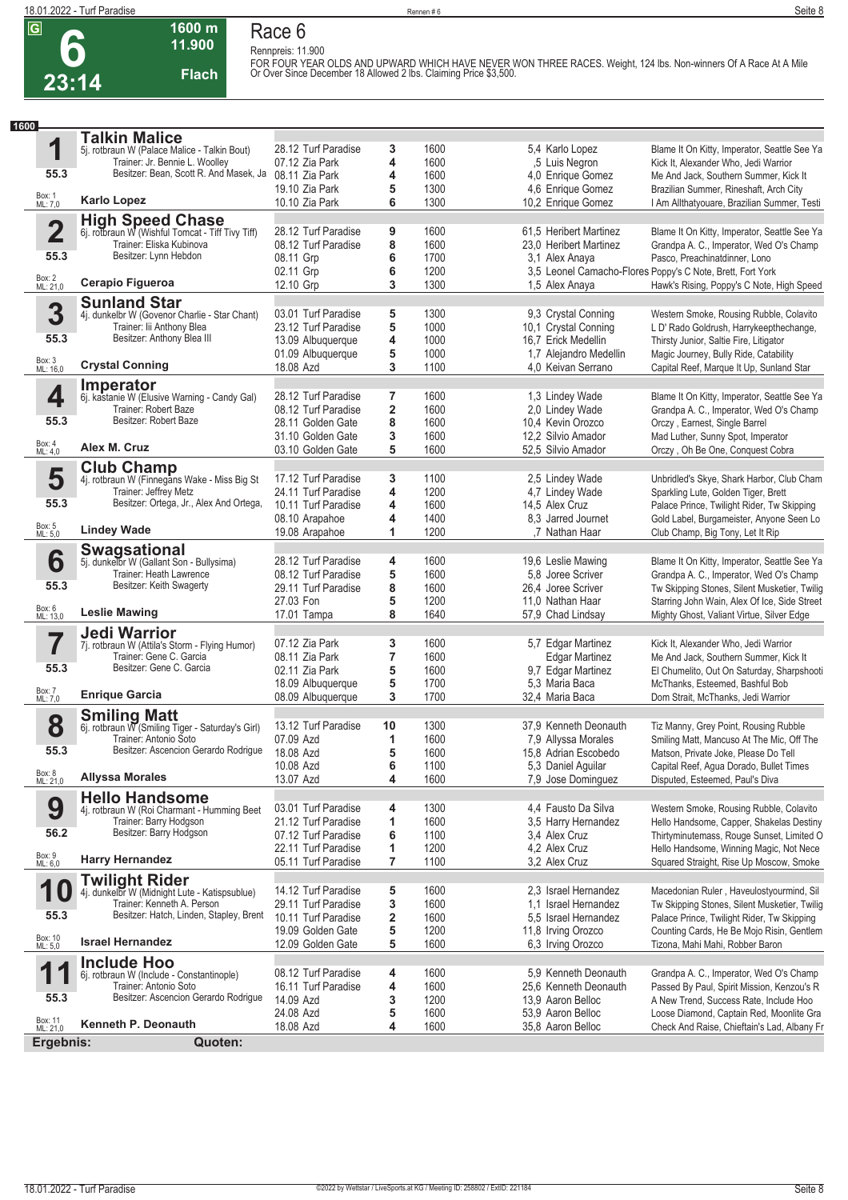# Race 6

**6** — 23:14 — 1600 m — 11.900 — Flach — G

Rennpreis: 11.900

FOR FOUR YEAR OLDS AND UPWARD WHICH HAVE NEVER WON THREE RACES. Weight, 124 lbs. Non-winners Of A Race At A Mile Or Over Since December 18 Allowed 2 lbs. Claiming Price $3,500.

**1600**

## 1 Talkin Malice
5j. rotbraun W (Palace Malice - Talkin Bout)
Trainer: Jr. Bennie L. Woolley
Besitzer: Bean, Scott R. And Masek, Ja
55.3 — Box: 1 — ML: 7,0
**Karlo Lopez**

| Datum | Bahn | Pl. | Distanz | Quote / Reiter | Erste Drei |
|---|---|---|---|---|---|
| 28.12 | Turf Paradise | 3 | 1600 | 5,4 Karlo Lopez | Blame It On Kitty, Imperator, Seattle See Ya |
| 07.12 | Zia Park | 4 | 1600 | ,5 Luis Negron | Kick It, Alexander Who, Jedi Warrior |
| 08.11 | Zia Park | 4 | 1600 | 4,0 Enrique Gomez | Me And Jack, Southern Summer, Kick It |
| 19.10 | Zia Park | 5 | 1300 | 4,6 Enrique Gomez | Brazilian Summer, Rineshaft, Arch City |
| 10.10 | Zia Park | 6 | 1300 | 10,2 Enrique Gomez | I Am Allthatyouare, Brazilian Summer, Testi |

## 2 High Speed Chase
6j. rotbraun W (Wishful Tomcat - Tiff Tivy Tiff)
Trainer: Eliska Kubinova
Besitzer: Lynn Hebdon
55.3 — Box: 2 — ML: 21,0
**Cerapio Figueroa**

| Datum | Bahn | Pl. | Distanz | Quote / Reiter | Erste Drei |
|---|---|---|---|---|---|
| 28.12 | Turf Paradise | 9 | 1600 | 61,5 Heribert Martinez | Blame It On Kitty, Imperator, Seattle See Ya |
| 08.12 | Turf Paradise | 8 | 1600 | 23,0 Heribert Martinez | Grandpa A. C., Imperator, Wed O's Champ |
| 08.11 | Grp | 6 | 1700 | 3,1 Alex Anaya | Pasco, Preachinatdinner, Lono |
| 02.11 | Grp | 6 | 1200 | 3,5 Leonel Camacho-Flores | Poppy's C Note, Brett, Fort York |
| 12.10 | Grp | 3 | 1300 | 1,5 Alex Anaya | Hawk's Rising, Poppy's C Note, High Speed |

## 3 Sunland Star
4j. dunkelbr W (Govenor Charlie - Star Chant)
Trainer: Iii Anthony Blea
Besitzer: Anthony Blea III
55.3 — Box: 3 — ML: 16,0
**Crystal Conning**

| Datum | Bahn | Pl. | Distanz | Quote / Reiter | Erste Drei |
|---|---|---|---|---|---|
| 03.01 | Turf Paradise | 5 | 1300 | 9,3 Crystal Conning | Western Smoke, Rousing Rubble, Colavito |
| 23.12 | Turf Paradise | 5 | 1000 | 10,1 Crystal Conning | L D' Rado Goldrush, Harrykeepthechange, |
| 13.09 | Albuquerque | 4 | 1000 | 16,7 Erick Medellin | Thirsty Junior, Saltie Fire, Litigator |
| 01.09 | Albuquerque | 5 | 1000 | 1,7 Alejandro Medellin | Magic Journey, Bully Ride, Catability |
| 18.08 | Azd | 3 | 1100 | 4,0 Keivan Serrano | Capital Reef, Marque It Up, Sunland Star |

## 4 Imperator
6j. kastanie W (Elusive Warning - Candy Gal)
Trainer: Robert Baze
Besitzer: Robert Baze
55.3 — Box: 4 — ML: 4,0
**Alex M. Cruz**

| Datum | Bahn | Pl. | Distanz | Quote / Reiter | Erste Drei |
|---|---|---|---|---|---|
| 28.12 | Turf Paradise | 7 | 1600 | 1,3 Lindey Wade | Blame It On Kitty, Imperator, Seattle See Ya |
| 08.12 | Turf Paradise | 2 | 1600 | 2,0 Lindey Wade | Grandpa A. C., Imperator, Wed O's Champ |
| 28.11 | Golden Gate | 8 | 1600 | 10,4 Kevin Orozco | Orczy , Earnest, Single Barrel |
| 31.10 | Golden Gate | 3 | 1600 | 12,2 Silvio Amador | Mad Luther, Sunny Spot, Imperator |
| 03.10 | Golden Gate | 5 | 1600 | 52,5 Silvio Amador | Orczy , Oh Be One, Conquest Cobra |

## 5 Club Champ
4j. rotbraun W (Finnegans Wake - Miss Big St
Trainer: Jeffrey Metz
Besitzer: Ortega, Jr., Alex And Ortega,
55.3 — Box: 5 — ML: 5,0
**Lindey Wade**

| Datum | Bahn | Pl. | Distanz | Quote / Reiter | Erste Drei |
|---|---|---|---|---|---|
| 17.12 | Turf Paradise | 3 | 1100 | 2,5 Lindey Wade | Unbridled's Skye, Shark Harbor, Club Cham |
| 24.11 | Turf Paradise | 4 | 1200 | 4,7 Lindey Wade | Sparkling Lute, Golden Tiger, Brett |
| 10.11 | Turf Paradise | 4 | 1600 | 14,5 Alex Cruz | Palace Prince, Twilight Rider, Tw Skipping |
| 08.10 | Arapahoe | 4 | 1400 | 8,3 Jarred Journet | Gold Label, Burgermeister, Anyone Seen Lo |
| 19.08 | Arapahoe | 1 | 1200 | ,7 Nathan Haar | Club Champ, Big Tony, Let It Rip |

## 6 Swagsational
5j. dunkelbr W (Gallant Son - Bullysima)
Trainer: Heath Lawrence
Besitzer: Keith Swagerty
55.3 — Box: 6 — ML: 13,0
**Leslie Mawing**

| Datum | Bahn | Pl. | Distanz | Quote / Reiter | Erste Drei |
|---|---|---|---|---|---|
| 28.12 | Turf Paradise | 4 | 1600 | 19,6 Leslie Mawing | Blame It On Kitty, Imperator, Seattle See Ya |
| 08.12 | Turf Paradise | 5 | 1600 | 5,8 Joree Scriver | Grandpa A. C., Imperator, Wed O's Champ |
| 29.11 | Turf Paradise | 8 | 1600 | 26,4 Joree Scriver | Tw Skipping Stones, Silent Musketier, Twilig |
| 27.03 | Fon | 5 | 1200 | 11,0 Nathan Haar | Starring John Wain, Alex Of Ice, Side Street |
| 17.01 | Tampa | 8 | 1640 | 57,9 Chad Lindsay | Mighty Ghost, Valiant Virtue, Silver Edge |

## 7 Jedi Warrior
7j. rotbraun W (Attila's Storm - Flying Humor)
Trainer: Gene C. Garcia
Besitzer: Gene C. Garcia
55.3 — Box: 7 — ML: 7,0
**Enrique Garcia**

| Datum | Bahn | Pl. | Distanz | Quote / Reiter | Erste Drei |
|---|---|---|---|---|---|
| 07.12 | Zia Park | 3 | 1600 | 5,7 Edgar Martinez | Kick It, Alexander Who, Jedi Warrior |
| 08.11 | Zia Park | 7 | 1600 | Edgar Martinez | Me And Jack, Southern Summer, Kick It |
| 02.11 | Zia Park | 5 | 1600 | 9,7 Edgar Martinez | El Chumelito, Out On Saturday, Sharpshooti |
| 18.09 | Albuquerque | 5 | 1700 | 5,3 Maria Baca | McThanks, Esteemed, Bashful Bob |
| 08.09 | Albuquerque | 3 | 1700 | 32,4 Maria Baca | Dom Strait, McThanks, Jedi Warrior |

## 8 Smiling Matt
6j. rotbraun W (Smiling Tiger - Saturday's Girl)
Trainer: Antonio Soto
Besitzer: Ascencion Gerardo Rodrigue
55.3 — Box: 8 — ML: 21,0
**Allyssa Morales**

| Datum | Bahn | Pl. | Distanz | Quote / Reiter | Erste Drei |
|---|---|---|---|---|---|
| 13.12 | Turf Paradise | 10 | 1300 | 37,9 Kenneth Deonauth | Tiz Manny, Grey Point, Rousing Rubble |
| 07.09 | Azd | 1 | 1600 | 7,9 Allyssa Morales | Smiling Matt, Mancuso At The Mic, Off The |
| 18.08 | Azd | 5 | 1600 | 15,8 Adrian Escobedo | Matson, Private Joke, Please Do Tell |
| 10.08 | Azd | 6 | 1100 | 5,3 Daniel Aguilar | Capital Reef, Agua Dorado, Bullet Times |
| 13.07 | Azd | 4 | 1600 | 7,9 Jose Dominguez | Disputed, Esteemed, Paul's Diva |

## 9 Hello Handsome
4j. rotbraun W (Roi Charmant - Humming Beet
Trainer: Barry Hodgson
Besitzer: Barry Hodgson
56.2 — Box: 9 — ML: 6,0
**Harry Hernandez**

| Datum | Bahn | Pl. | Distanz | Quote / Reiter | Erste Drei |
|---|---|---|---|---|---|
| 03.01 | Turf Paradise | 4 | 1300 | 4,4 Fausto Da Silva | Western Smoke, Rousing Rubble, Colavito |
| 21.12 | Turf Paradise | 1 | 1600 | 3,5 Harry Hernandez | Hello Handsome, Capper, Shakelas Destiny |
| 07.12 | Turf Paradise | 6 | 1100 | 3,4 Alex Cruz | Thirtyminutemass, Rouge Sunset, Limited O |
| 22.11 | Turf Paradise | 1 | 1200 | 4,2 Alex Cruz | Hello Handsome, Winning Magic, Not Nece |
| 05.11 | Turf Paradise | 7 | 1100 | 3,2 Alex Cruz | Squared Straight, Rise Up Moscow, Smoke |

## 10 Twilight Rider
4j. dunkelbr W (Midnight Lute - Katispsublue)
Trainer: Kenneth A. Person
Besitzer: Hatch, Linden, Stapley, Brent
55.3 — Box: 10 — ML: 5,0
**Israel Hernandez**

| Datum | Bahn | Pl. | Distanz | Quote / Reiter | Erste Drei |
|---|---|---|---|---|---|
| 14.12 | Turf Paradise | 5 | 1600 | 2,3 Israel Hernandez | Macedonian Ruler , Haveulostyourmind, Sil |
| 29.11 | Turf Paradise | 3 | 1600 | 1,1 Israel Hernandez | Tw Skipping Stones, Silent Musketier, Twilig |
| 10.11 | Turf Paradise | 2 | 1600 | 5,5 Israel Hernandez | Palace Prince, Twilight Rider, Tw Skipping |
| 19.09 | Golden Gate | 5 | 1200 | 11,8 Irving Orozco | Counting Cards, He Be Mojo Risin, Gentlem |
| 12.09 | Golden Gate | 5 | 1600 | 6,3 Irving Orozco | Tizona, Mahi Mahi, Robber Baron |

## 11 Include Hoo
6j. rotbraun W (Include - Constantinople)
Trainer: Antonio Soto
Besitzer: Ascencion Gerardo Rodrigue
55.3 — Box: 11 — ML: 21,0
**Kenneth P. Deonauth**

| Datum | Bahn | Pl. | Distanz | Quote / Reiter | Erste Drei |
|---|---|---|---|---|---|
| 08.12 | Turf Paradise | 4 | 1600 | 5,9 Kenneth Deonauth | Grandpa A. C., Imperator, Wed O's Champ |
| 16.11 | Turf Paradise | 4 | 1600 | 25,6 Kenneth Deonauth | Passed By Paul, Spirit Mission, Kenzou's R |
| 14.09 | Azd | 3 | 1200 | 13,9 Aaron Belloc | A New Trend, Success Rate, Include Hoo |
| 24.08 | Azd | 5 | 1600 | 53,9 Aaron Belloc | Loose Diamond, Captain Red, Moonlite Gra |
| 18.08 | Azd | 4 | 1600 | 35,8 Aaron Belloc | Check And Raise, Chieftain's Lad, Albany Fr |

**Ergebnis:** **Quoten:**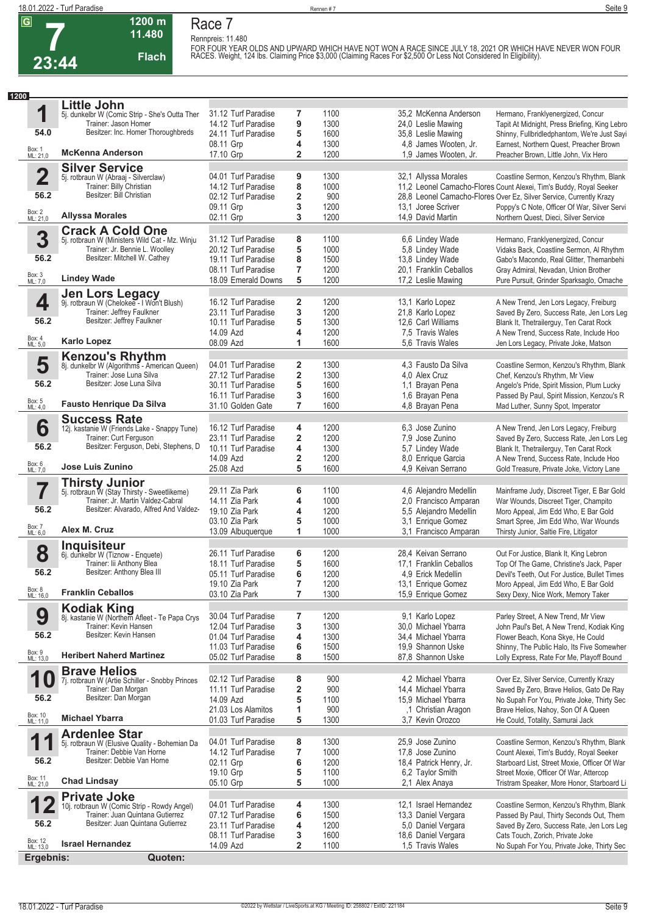# Race 7

G | 7 | 23:44 | 1200 m | 11.480 | Flach

Rennpreis: 11.480

FOR FOUR YEAR OLDS AND UPWARD WHICH HAVE NOT WON A RACE SINCE JULY 18, 2021 OR WHICH HAVE NEVER WON FOUR RACES. Weight, 124 lbs. Claiming Price $3,000 (Claiming Races For $2,500 Or Less Not Considered In Eligibility).

**1200**

## 1 Little John
5j. dunkelbr W (Comic Strip - She's Outta Ther)
Trainer: Jason Homer
Besitzer: Inc. Homer Thoroughbreds
54.0
Box: 1 ML: 21,0
**McKenna Anderson**

| Datum | Bahn | Platz | Distanz | Quote / Jockey | Einlauf |
|---|---|---|---|---|---|
| 31.12 | Turf Paradise | 7 | 1100 | 35,2 McKenna Anderson | Hermano, Franklyenergized, Concur |
| 14.12 | Turf Paradise | 9 | 1300 | 24,0 Leslie Mawing | Tapit At Midnight, Press Briefing, King Lebro |
| 24.11 | Turf Paradise | 5 | 1600 | 35,8 Leslie Mawing | Shinny, Fullbridledphantom, We're Just Sayi |
| 08.11 | Grp | 4 | 1300 | 4,8 James Wooten, Jr. | Earnest, Northern Quest, Preacher Brown |
| 17.10 | Grp | 2 | 1200 | 1,9 James Wooten, Jr. | Preacher Brown, Little John, Vix Hero |

## 2 Silver Service
5j. rotbraun W (Abraaj - Silverclaw)
Trainer: Billy Christian
Besitzer: Bill Christian
56.2
Box: 2 ML: 21,0
**Allyssa Morales**

| Datum | Bahn | Platz | Distanz | Quote / Jockey | Einlauf |
|---|---|---|---|---|---|
| 04.01 | Turf Paradise | 9 | 1300 | 32,1 Allyssa Morales | Coastline Sermon, Kenzou's Rhythm, Blank |
| 14.12 | Turf Paradise | 8 | 1000 | 11,2 Leonel Camacho-Flores | Count Alexei, Tim's Buddy, Royal Seeker |
| 02.12 | Turf Paradise | 2 | 900 | 28,8 Leonel Camacho-Flores | Over Ez, Silver Service, Currently Krazy |
| 09.11 | Grp | 3 | 1200 | 13,1 Joree Scriver | Poppy's C Note, Officer Of War, Silver Servi |
| 02.11 | Grp | 3 | 1200 | 14,9 David Martin | Northern Quest, Dieci, Silver Service |

## 3 Crack A Cold One
5j. rotbraun W (Ministers Wild Cat - Mz. Winju)
Trainer: Jr. Bennie L. Woolley
Besitzer: Mitchell W. Cathey
56.2
Box: 3 ML: 7,0
**Lindey Wade**

| Datum | Bahn | Platz | Distanz | Quote / Jockey | Einlauf |
|---|---|---|---|---|---|
| 31.12 | Turf Paradise | 8 | 1100 | 6,6 Lindey Wade | Hermano, Franklyenergized, Concur |
| 20.12 | Turf Paradise | 5 | 1000 | 5,8 Lindey Wade | Vidaks Back, Coastline Sermon, Al Rhythm |
| 19.11 | Turf Paradise | 8 | 1500 | 13,8 Lindey Wade | Gabo's Macondo, Real Glitter, Themanbehi |
| 08.11 | Turf Paradise | 7 | 1200 | 20,1 Franklin Ceballos | Gray Admiral, Nevadan, Union Brother |
| 18.09 | Emerald Downs | 5 | 1200 | 17,2 Leslie Mawing | Pure Pursuit, Grinder Sparksaglo, Omache |

## 4 Jen Lors Legacy
9j. rotbraun W (Chelokee - I Won't Blush)
Trainer: Jeffrey Faulkner
Besitzer: Jeffrey Faulkner
56.2
Box: 4 ML: 5,0
**Karlo Lopez**

| Datum | Bahn | Platz | Distanz | Quote / Jockey | Einlauf |
|---|---|---|---|---|---|
| 16.12 | Turf Paradise | 2 | 1200 | 13,1 Karlo Lopez | A New Trend, Jen Lors Legacy, Freiburg |
| 23.11 | Turf Paradise | 3 | 1200 | 21,8 Karlo Lopez | Saved By Zero, Success Rate, Jen Lors Leg |
| 10.11 | Turf Paradise | 5 | 1300 | 12,6 Carl Williams | Blank It, Thetrailerguy, Ten Carat Rock |
| 14.09 | Azd | 4 | 1200 | 7,5 Travis Wales | A New Trend, Success Rate, Include Hoo |
| 08.09 | Azd | 1 | 1600 | 5,6 Travis Wales | Jen Lors Legacy, Private Joke, Matson |

## 5 Kenzou's Rhythm
8j. dunkelbr W (Algorithms - American Queen)
Trainer: Jose Luna Silva
Besitzer: Jose Luna Silva
56.2
Box: 5 ML: 4,0
**Fausto Henrique Da Silva**

| Datum | Bahn | Platz | Distanz | Quote / Jockey | Einlauf |
|---|---|---|---|---|---|
| 04.01 | Turf Paradise | 2 | 1300 | 4,3 Fausto Da Silva | Coastline Sermon, Kenzou's Rhythm, Blank |
| 27.12 | Turf Paradise | 2 | 1300 | 4,0 Alex Cruz | Chef, Kenzou's Rhythm, Mr View |
| 30.11 | Turf Paradise | 5 | 1600 | 1,1 Brayan Pena | Angelo's Pride, Spirit Mission, Plum Lucky |
| 16.11 | Turf Paradise | 3 | 1600 | 1,6 Brayan Pena | Passed By Paul, Spirit Mission, Kenzou's R |
| 31.10 | Golden Gate | 7 | 1600 | 4,8 Brayan Pena | Mad Luther, Sunny Spot, Imperator |

## 6 Success Rate
12j. kastanie W (Friends Lake - Snappy Tune)
Trainer: Curt Ferguson
Besitzer: Ferguson, Debi, Stephens, D
56.2
Box: 6 ML: 7,0
**Jose Luis Zunino**

| Datum | Bahn | Platz | Distanz | Quote / Jockey | Einlauf |
|---|---|---|---|---|---|
| 16.12 | Turf Paradise | 4 | 1200 | 6,3 Jose Zunino | A New Trend, Jen Lors Legacy, Freiburg |
| 23.11 | Turf Paradise | 2 | 1200 | 7,9 Jose Zunino | Saved By Zero, Success Rate, Jen Lors Leg |
| 10.11 | Turf Paradise | 4 | 1300 | 5,7 Lindey Wade | Blank It, Thetrailerguy, Ten Carat Rock |
| 14.09 | Azd | 2 | 1200 | 8,0 Enrique Garcia | A New Trend, Success Rate, Include Hoo |
| 25.08 | Azd | 5 | 1600 | 4,9 Keivan Serrano | Gold Treasure, Private Joke, Victory Lane |

## 7 Thirsty Junior
5j. rotbraun W (Stay Thirsty - Sweetlikeme)
Trainer: Jr. Martin Valdez-Cabral
Besitzer: Alvarado, Alfred And Valdez-
56.2
Box: 7 ML: 6,0
**Alex M. Cruz**

| Datum | Bahn | Platz | Distanz | Quote / Jockey | Einlauf |
|---|---|---|---|---|---|
| 29.11 | Zia Park | 6 | 1100 | 4,6 Alejandro Medellin | Mainframe Judy, Discreet Tiger, E Bar Gold |
| 14.11 | Zia Park | 4 | 1000 | 2,0 Francisco Amparan | War Wounds, Discreet Tiger, Champito |
| 19.10 | Zia Park | 4 | 1200 | 5,5 Alejandro Medellin | Moro Appeal, Jim Edd Who, E Bar Gold |
| 03.10 | Zia Park | 5 | 1000 | 3,1 Enrique Gomez | Smart Spree, Jim Edd Who, War Wounds |
| 13.09 | Albuquerque | 1 | 1000 | 3,1 Francisco Amparan | Thirsty Junior, Saltie Fire, Litigator |

## 8 Inquisiteur
6j. dunkelbr W (Tiznow - Enquete)
Trainer: Iii Anthony Blea
Besitzer: Anthony Blea III
56.2
Box: 8 ML: 16,0
**Franklin Ceballos**

| Datum | Bahn | Platz | Distanz | Quote / Jockey | Einlauf |
|---|---|---|---|---|---|
| 26.11 | Turf Paradise | 6 | 1200 | 28,4 Keivan Serrano | Out For Justice, Blank It, King Lebron |
| 18.11 | Turf Paradise | 5 | 1600 | 17,1 Franklin Ceballos | Top Of The Game, Christine's Jack, Paper |
| 05.11 | Turf Paradise | 6 | 1200 | 4,9 Erick Medellin | Devil's Teeth, Out For Justice, Bullet Times |
| 19.10 | Zia Park | 7 | 1200 | 13,1 Enrique Gomez | Moro Appeal, Jim Edd Who, E Bar Gold |
| 03.10 | Zia Park | 7 | 1300 | 15,9 Enrique Gomez | Sexy Dexy, Nice Work, Memory Taker |

## 9 Kodiak King
8j. kastanie W (Northern Afleet - Te Papa Crys)
Trainer: Kevin Hansen
Besitzer: Kevin Hansen
56.2
Box: 9 ML: 13,0
**Heribert Naherd Martinez**

| Datum | Bahn | Platz | Distanz | Quote / Jockey | Einlauf |
|---|---|---|---|---|---|
| 30.04 | Turf Paradise | 7 | 1200 | 9,1 Karlo Lopez | Parley Street, A New Trend, Mr View |
| 12.04 | Turf Paradise | 3 | 1300 | 30,0 Michael Ybarra | John Paul's Bet, A New Trend, Kodiak King |
| 01.04 | Turf Paradise | 4 | 1300 | 34,4 Michael Ybarra | Flower Beach, Kona Skye, He Could |
| 11.03 | Turf Paradise | 6 | 1500 | 19,9 Shannon Uske | Shinny, The Public Halo, Its Five Somewher |
| 05.02 | Turf Paradise | 8 | 1500 | 87,8 Shannon Uske | Lolly Express, Rate For Me, Playoff Bound |

## 10 Brave Helios
7j. rotbraun W (Artie Schiller - Snobby Princes)
Trainer: Dan Morgan
Besitzer: Dan Morgan
56.2
Box: 10 ML: 11,0
**Michael Ybarra**

| Datum | Bahn | Platz | Distanz | Quote / Jockey | Einlauf |
|---|---|---|---|---|---|
| 02.12 | Turf Paradise | 8 | 900 | 4,2 Michael Ybarra | Over Ez, Silver Service, Currently Krazy |
| 11.11 | Turf Paradise | 2 | 900 | 14,4 Michael Ybarra | Saved By Zero, Brave Helios, Gato De Ray |
| 14.09 | Azd | 5 | 1100 | 15,9 Michael Ybarra | No Supah For You, Private Joke, Thirty Sec |
| 21.03 | Los Alamitos | 1 | 900 | ,1 Christian Aragon | Brave Helios, Nahoy, Son Of A Queen |
| 01.03 | Turf Paradise | 5 | 1300 | 3,7 Kevin Orozco | He Could, Totality, Samurai Jack |

## 11 Ardenlee Star
5j. rotbraun W (Elusive Quality - Bohemian Da)
Trainer: Debbie Van Horne
Besitzer: Debbie Van Horne
56.2
Box: 11 ML: 21,0
**Chad Lindsay**

| Datum | Bahn | Platz | Distanz | Quote / Jockey | Einlauf |
|---|---|---|---|---|---|
| 04.01 | Turf Paradise | 8 | 1300 | 25,9 Jose Zunino | Coastline Sermon, Kenzou's Rhythm, Blank |
| 14.12 | Turf Paradise | 7 | 1000 | 17,8 Jose Zunino | Count Alexei, Tim's Buddy, Royal Seeker |
| 02.11 | Grp | 6 | 1200 | 18,4 Patrick Henry, Jr. | Starboard List, Street Moxie, Officer Of War |
| 19.10 | Grp | 5 | 1100 | 6,2 Taylor Smith | Street Moxie, Officer Of War, Attercop |
| 05.10 | Grp | 5 | 1000 | 2,1 Alex Anaya | Tristram Speaker, More Honor, Starboard Li |

## 12 Private Joke
10j. rotbraun W (Comic Strip - Rowdy Angel)
Trainer: Juan Quintana Gutierrez
Besitzer: Juan Quintana Gutierrez
56.2
Box: 12 ML: 13,0
**Israel Hernandez**

| Datum | Bahn | Platz | Distanz | Quote / Jockey | Einlauf |
|---|---|---|---|---|---|
| 04.01 | Turf Paradise | 4 | 1300 | 12,1 Israel Hernandez | Coastline Sermon, Kenzou's Rhythm, Blank |
| 07.12 | Turf Paradise | 6 | 1500 | 13,3 Daniel Vergara | Passed By Paul, Thirty Seconds Out, Them |
| 23.11 | Turf Paradise | 4 | 1200 | 5,0 Daniel Vergara | Saved By Zero, Success Rate, Jen Lors Leg |
| 08.11 | Turf Paradise | 3 | 1600 | 18,6 Daniel Vergara | Cats Touch, Zorich, Private Joke |
| 14.09 | Azd | 2 | 1100 | 1,5 Travis Wales | No Supah For You, Private Joke, Thirty Sec |

**Ergebnis:** **Quoten:**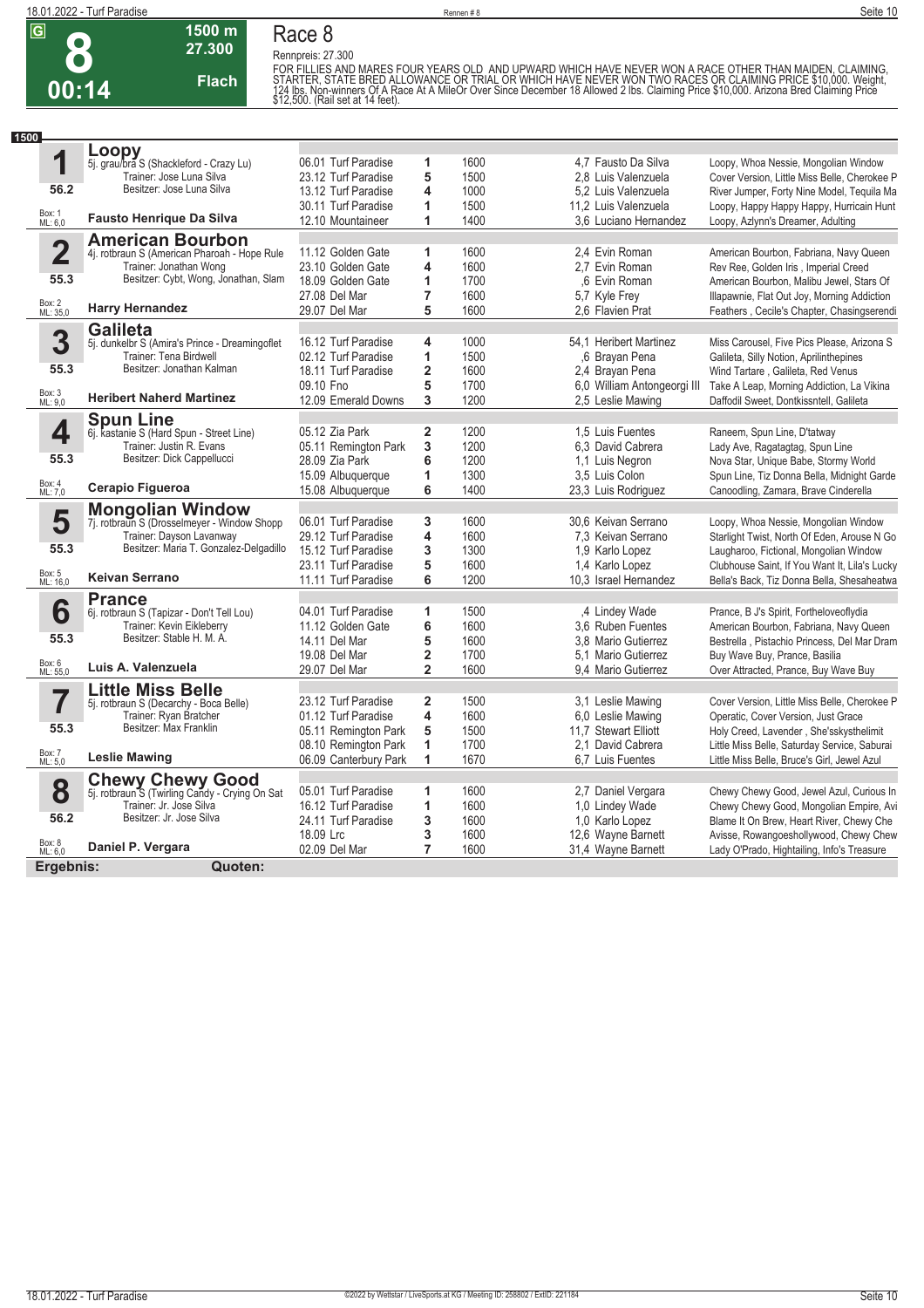# 8

G

**00:14**

1500 m
27.300
Flach

## Race 8

Rennpreis: 27.300

FOR FILLIES AND MARES FOUR YEARS OLD AND UPWARD WHICH HAVE NEVER WON A RACE OTHER THAN MAIDEN, CLAIMING, STARTER, STATE BRED ALLOWANCE OR TRIAL OR WHICH HAVE NEVER WON TWO RACES OR CLAIMING PRICE $10,000. Weight, 124 lbs. Non-winners Of A Race At A MileOr Over Since December 18 Allowed 2 lbs. Claiming Price $10,000. Arizona Bred Claiming Price $12,500. (Rail set at 14 feet).

**1500**

| | | | | | | | |
|---|---|---|---|---|---|---|---|
| **1** | **Loopy** 5j. grau/bra S (Shackleford - Crazy Lu) | 06.01 Turf Paradise | 1 | 1600 | 4,7 Fausto Da Silva | Loopy, Whoa Nessie, Mongolian Window |
| | Trainer: Jose Luna Silva | 23.12 Turf Paradise | 5 | 1500 | 2,8 Luis Valenzuela | Cover Version, Little Miss Belle, Cherokee P |
| 56.2 | Besitzer: Jose Luna Silva | 13.12 Turf Paradise | 4 | 1000 | 5,2 Luis Valenzuela | River Jumper, Forty Nine Model, Tequila Ma |
| | | 30.11 Turf Paradise | 1 | 1500 | 11,2 Luis Valenzuela | Loopy, Happy Happy Happy, Hurricain Hunt |
| Box: 1 ML: 6,0 | **Fausto Henrique Da Silva** | 12.10 Mountaineer | 1 | 1400 | 3,6 Luciano Hernandez | Loopy, Azlynn's Dreamer, Adulting |
| **2** | **American Bourbon** 4j. rotbraun S (American Pharoah - Hope Rule | 11.12 Golden Gate | 1 | 1600 | 2,4 Evin Roman | American Bourbon, Fabriana, Navy Queen |
| | Trainer: Jonathan Wong | 23.10 Golden Gate | 4 | 1600 | 2,7 Evin Roman | Rev Ree, Golden Iris , Imperial Creed |
| 55.3 | Besitzer: Cybt, Wong, Jonathan, Slam | 18.09 Golden Gate | 1 | 1700 | ,6 Evin Roman | American Bourbon, Malibu Jewel, Stars Of |
| | | 27.08 Del Mar | 7 | 1600 | 5,7 Kyle Frey | Illapawnie, Flat Out Joy, Morning Addiction |
| Box: 2 ML: 35,0 | **Harry Hernandez** | 29.07 Del Mar | 5 | 1600 | 2,6 Flavien Prat | Feathers , Cecile's Chapter, Chasingserendi |
| **3** | **Galileta** 5j. dunkelbr S (Amira's Prince - Dreamingoflet | 16.12 Turf Paradise | 4 | 1000 | 54,1 Heribert Martinez | Miss Carousel, Five Pics Please, Arizona S |
| | Trainer: Tena Birdwell | 02.12 Turf Paradise | 1 | 1500 | ,6 Brayan Pena | Galileta, Silly Notion, Aprilinthepines |
| 55.3 | Besitzer: Jonathan Kalman | 18.11 Turf Paradise | 2 | 1600 | 2,4 Brayan Pena | Wind Tartare , Galileta, Red Venus |
| | | 09.10 Fno | 5 | 1700 | 6,0 William Antongeorgi III | Take A Leap, Morning Addiction, La Vikina |
| Box: 3 ML: 9,0 | **Heribert Naherd Martinez** | 12.09 Emerald Downs | 3 | 1200 | 2,5 Leslie Mawing | Daffodil Sweet, Dontkissntell, Galileta |
| **4** | **Spun Line** 6j. kastanie S (Hard Spun - Street Line) | 05.12 Zia Park | 2 | 1200 | 1,5 Luis Fuentes | Raneem, Spun Line, D'tatway |
| | Trainer: Justin R. Evans | 05.11 Remington Park | 3 | 1200 | 6,3 David Cabrera | Lady Ave, Ragatagtag, Spun Line |
| 55.3 | Besitzer: Dick Cappellucci | 28.09 Zia Park | 6 | 1200 | 1,1 Luis Negron | Nova Star, Unique Babe, Stormy World |
| | | 15.09 Albuquerque | 1 | 1300 | 3,5 Luis Colon | Spun Line, Tiz Donna Bella, Midnight Garde |
| Box: 4 ML: 7,0 | **Cerapio Figueroa** | 15.08 Albuquerque | 6 | 1400 | 23,3 Luis Rodriguez | Canoodling, Zamara, Brave Cinderella |
| **5** | **Mongolian Window** 7j. rotbraun S (Drosselmeyer - Window Shopp | 06.01 Turf Paradise | 3 | 1600 | 30,6 Keivan Serrano | Loopy, Whoa Nessie, Mongolian Window |
| | Trainer: Dayson Lavanway | 29.12 Turf Paradise | 4 | 1600 | 7,3 Keivan Serrano | Starlight Twist, North Of Eden, Arouse N Go |
| 55.3 | Besitzer: Maria T. Gonzalez-Delgadillo | 15.12 Turf Paradise | 3 | 1300 | 1,9 Karlo Lopez | Laugharoo, Fictional, Mongolian Window |
| | | 23.11 Turf Paradise | 5 | 1600 | 1,4 Karlo Lopez | Clubhouse Saint, If You Want It, Lila's Lucky |
| Box: 5 ML: 16,0 | **Keivan Serrano** | 11.11 Turf Paradise | 6 | 1200 | 10,3 Israel Hernandez | Bella's Back, Tiz Donna Bella, Shesaheatwa |
| **6** | **Prance** 6j. rotbraun S (Tapizar - Don't Tell Lou) | 04.01 Turf Paradise | 1 | 1500 | ,4 Lindey Wade | Prance, B J's Spirit, Fortheloveoflydia |
| | Trainer: Kevin Eikleberry | 11.12 Golden Gate | 6 | 1600 | 3,6 Ruben Fuentes | American Bourbon, Fabriana, Navy Queen |
| 55.3 | Besitzer: Stable H. M. A. | 14.11 Del Mar | 5 | 1600 | 3,8 Mario Gutierrez | Bestrella , Pistachio Princess, Del Mar Dram |
| | | 19.08 Del Mar | 2 | 1700 | 5,1 Mario Gutierrez | Buy Wave Buy, Prance, Basilia |
| Box: 6 ML: 55,0 | **Luis A. Valenzuela** | 29.07 Del Mar | 2 | 1600 | 9,4 Mario Gutierrez | Over Attracted, Prance, Buy Wave Buy |
| **7** | **Little Miss Belle** 5j. rotbraun S (Decarchy - Boca Belle) | 23.12 Turf Paradise | 2 | 1500 | 3,1 Leslie Mawing | Cover Version, Little Miss Belle, Cherokee P |
| | Trainer: Ryan Bratcher | 01.12 Turf Paradise | 4 | 1600 | 6,0 Leslie Mawing | Operatic, Cover Version, Just Grace |
| 55.3 | Besitzer: Max Franklin | 05.11 Remington Park | 5 | 1500 | 11,7 Stewart Elliott | Holy Creed, Lavender , She'sskysthelimit |
| | | 08.10 Remington Park | 1 | 1700 | 2,1 David Cabrera | Little Miss Belle, Saturday Service, Saburai |
| Box: 7 ML: 5,0 | **Leslie Mawing** | 06.09 Canterbury Park | 1 | 1670 | 6,7 Luis Fuentes | Little Miss Belle, Bruce's Girl, Jewel Azul |
| **8** | **Chewy Chewy Good** 5j. rotbraun S (Twirling Candy - Crying On Sat | 05.01 Turf Paradise | 1 | 1600 | 2,7 Daniel Vergara | Chewy Chewy Good, Jewel Azul, Curious In |
| | Trainer: Jr. Jose Silva | 16.12 Turf Paradise | 1 | 1600 | 1,0 Lindey Wade | Chewy Chewy Good, Mongolian Empire, Avi |
| 56.2 | Besitzer: Jr. Jose Silva | 24.11 Turf Paradise | 3 | 1600 | 1,0 Karlo Lopez | Blame It On Brew, Heart River, Chewy Che |
| | | 18.09 Lrc | 3 | 1600 | 12,6 Wayne Barnett | Avisse, Rowangoeshollywood, Chewy Chew |
| Box: 8 ML: 6,0 | **Daniel P. Vergara** | 02.09 Del Mar | 7 | 1600 | 31,4 Wayne Barnett | Lady O'Prado, Hightailing, Info's Treasure |

**Ergebnis:** **Quoten:**